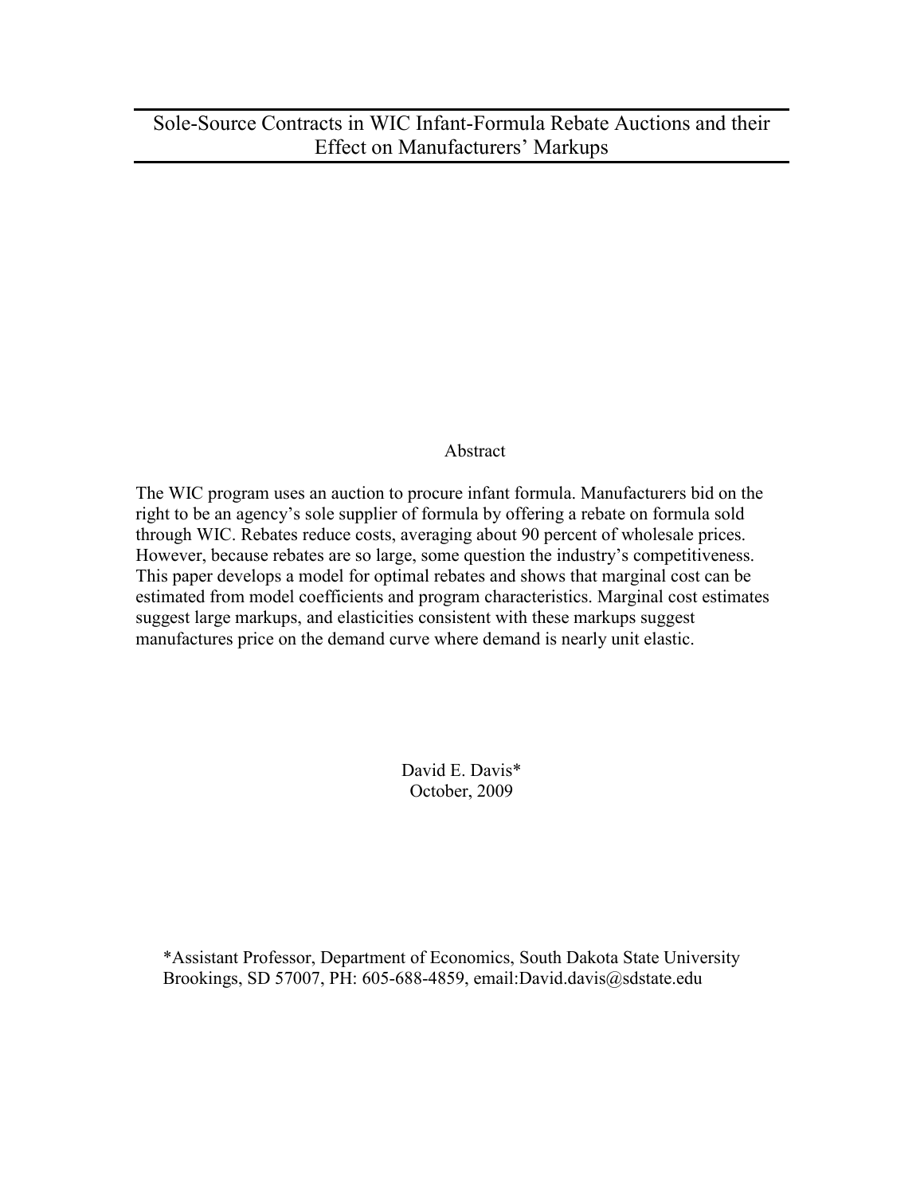# Sole-Source Contracts in WIC Infant-Formula Rebate Auctions and their Effect on Manufacturers' Markups

## Abstract

The WIC program uses an auction to procure infant formula. Manufacturers bid on the right to be an agency's sole supplier of formula by offering a rebate on formula sold through WIC. Rebates reduce costs, averaging about 90 percent of wholesale prices. However, because rebates are so large, some question the industry's competitiveness. This paper develops a model for optimal rebates and shows that marginal cost can be estimated from model coefficients and program characteristics. Marginal cost estimates suggest large markups, and elasticities consistent with these markups suggest manufactures price on the demand curve where demand is nearly unit elastic.

David E. Davis*
October, 2009

*Assistant Professor, Department of Economics, South Dakota State University Brookings, SD 57007, PH: 605-688-4859, email:David.davis@sdstate.edu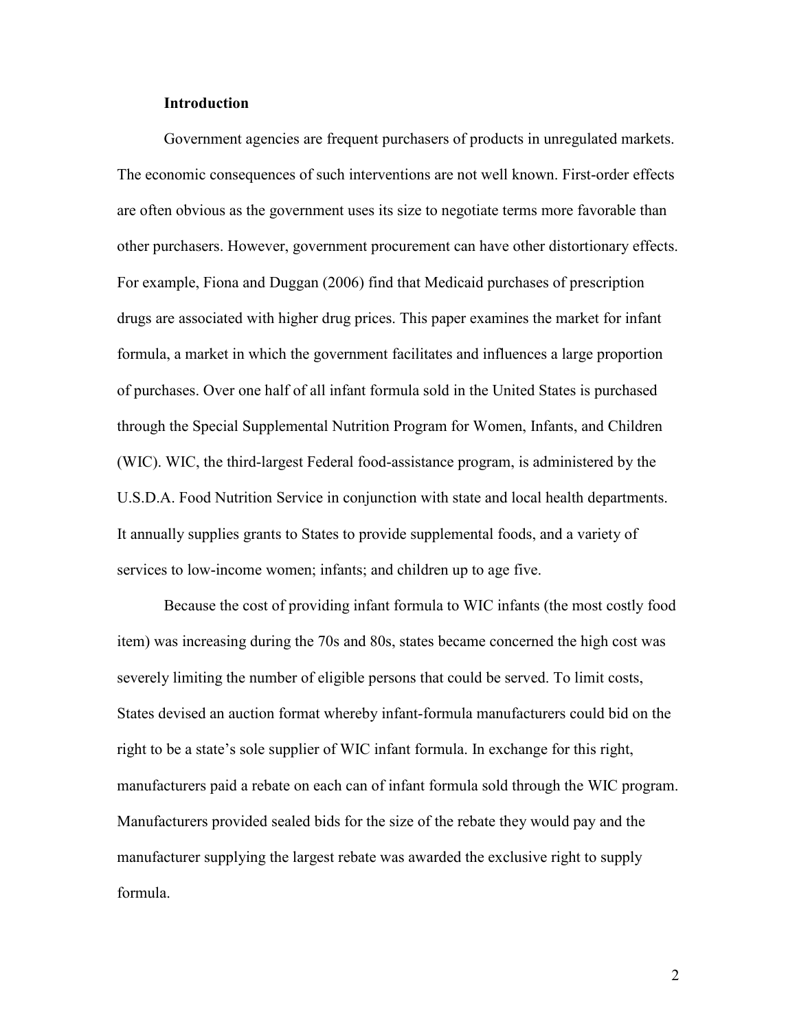## Introduction

Government agencies are frequent purchasers of products in unregulated markets. The economic consequences of such interventions are not well known. First-order effects are often obvious as the government uses its size to negotiate terms more favorable than other purchasers. However, government procurement can have other distortionary effects. For example, Fiona and Duggan (2006) find that Medicaid purchases of prescription drugs are associated with higher drug prices. This paper examines the market for infant formula, a market in which the government facilitates and influences a large proportion of purchases. Over one half of all infant formula sold in the United States is purchased through the Special Supplemental Nutrition Program for Women, Infants, and Children (WIC). WIC, the third-largest Federal food-assistance program, is administered by the U.S.D.A. Food Nutrition Service in conjunction with state and local health departments. It annually supplies grants to States to provide supplemental foods, and a variety of services to low-income women; infants; and children up to age five.

Because the cost of providing infant formula to WIC infants (the most costly food item) was increasing during the 70s and 80s, states became concerned the high cost was severely limiting the number of eligible persons that could be served. To limit costs, States devised an auction format whereby infant-formula manufacturers could bid on the right to be a state's sole supplier of WIC infant formula. In exchange for this right, manufacturers paid a rebate on each can of infant formula sold through the WIC program. Manufacturers provided sealed bids for the size of the rebate they would pay and the manufacturer supplying the largest rebate was awarded the exclusive right to supply formula.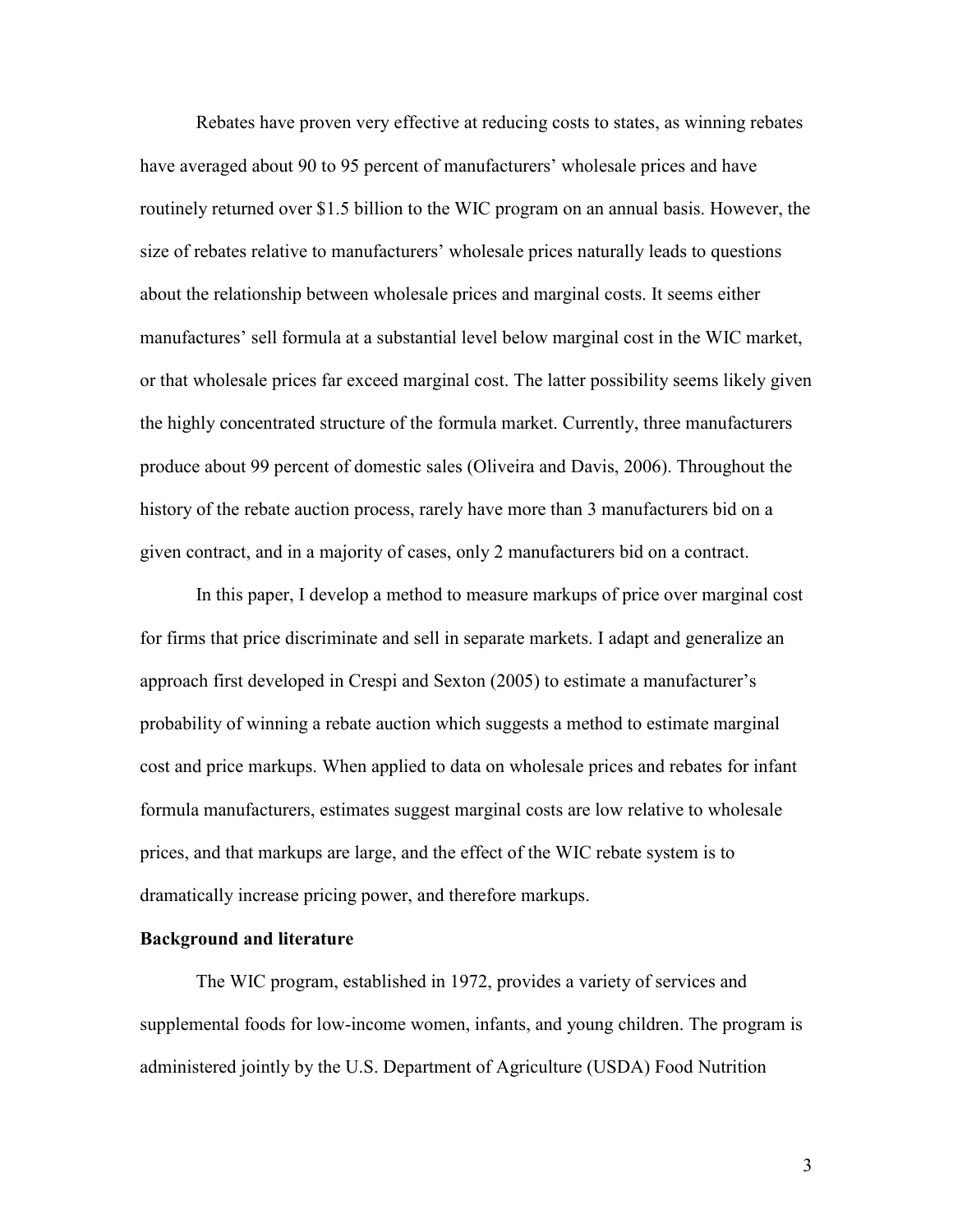Rebates have proven very effective at reducing costs to states, as winning rebates have averaged about 90 to 95 percent of manufacturers' wholesale prices and have routinely returned over $1.5 billion to the WIC program on an annual basis. However, the size of rebates relative to manufacturers' wholesale prices naturally leads to questions about the relationship between wholesale prices and marginal costs. It seems either manufactures' sell formula at a substantial level below marginal cost in the WIC market, or that wholesale prices far exceed marginal cost. The latter possibility seems likely given the highly concentrated structure of the formula market. Currently, three manufacturers produce about 99 percent of domestic sales (Oliveira and Davis, 2006). Throughout the history of the rebate auction process, rarely have more than 3 manufacturers bid on a given contract, and in a majority of cases, only 2 manufacturers bid on a contract.

In this paper, I develop a method to measure markups of price over marginal cost for firms that price discriminate and sell in separate markets. I adapt and generalize an approach first developed in Crespi and Sexton (2005) to estimate a manufacturer's probability of winning a rebate auction which suggests a method to estimate marginal cost and price markups. When applied to data on wholesale prices and rebates for infant formula manufacturers, estimates suggest marginal costs are low relative to wholesale prices, and that markups are large, and the effect of the WIC rebate system is to dramatically increase pricing power, and therefore markups.

**Background and literature**

The WIC program, established in 1972, provides a variety of services and supplemental foods for low-income women, infants, and young children. The program is administered jointly by the U.S. Department of Agriculture (USDA) Food Nutrition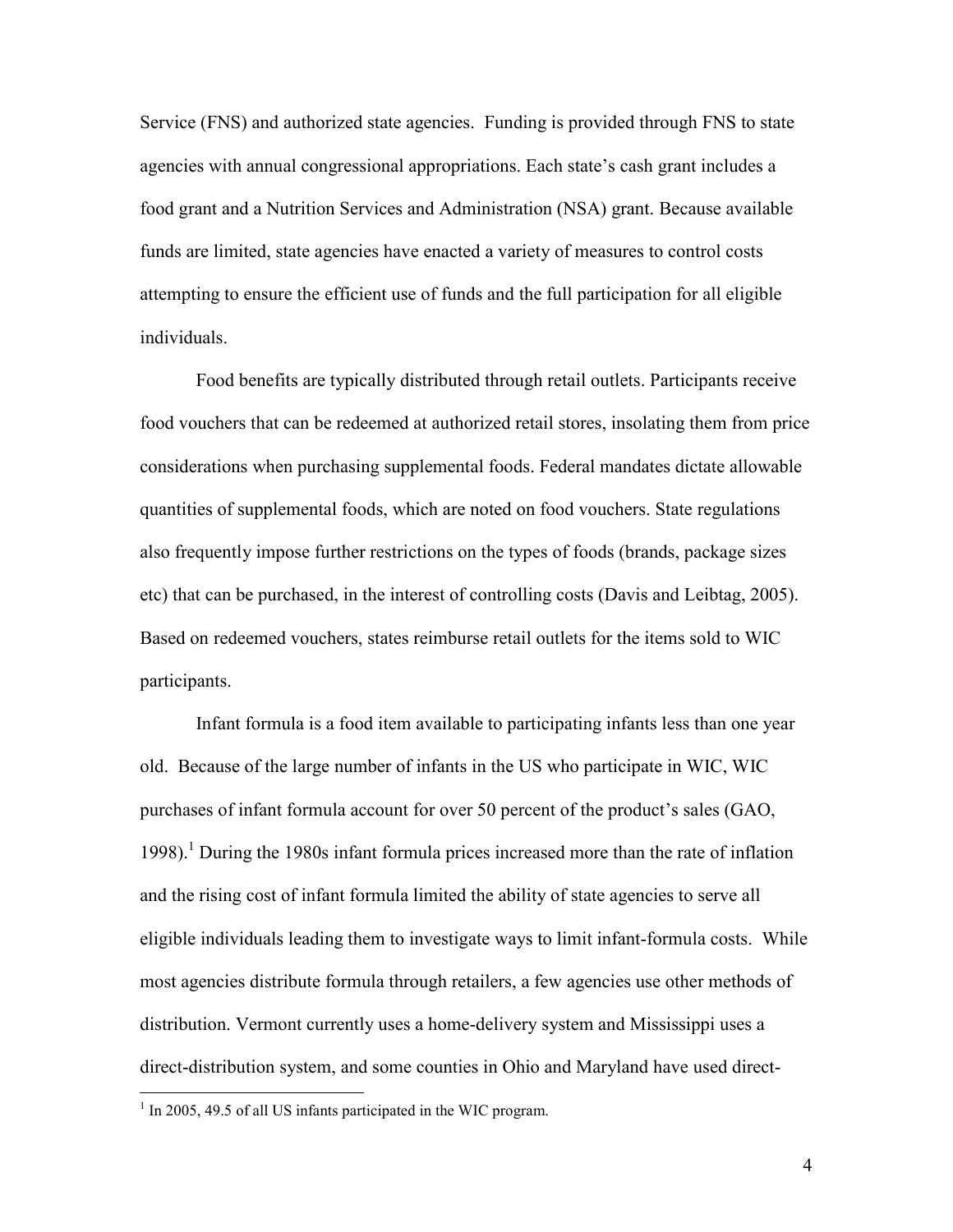Service (FNS) and authorized state agencies. Funding is provided through FNS to state agencies with annual congressional appropriations. Each state's cash grant includes a food grant and a Nutrition Services and Administration (NSA) grant. Because available funds are limited, state agencies have enacted a variety of measures to control costs attempting to ensure the efficient use of funds and the full participation for all eligible individuals.

Food benefits are typically distributed through retail outlets. Participants receive food vouchers that can be redeemed at authorized retail stores, insolating them from price considerations when purchasing supplemental foods. Federal mandates dictate allowable quantities of supplemental foods, which are noted on food vouchers. State regulations also frequently impose further restrictions on the types of foods (brands, package sizes etc) that can be purchased, in the interest of controlling costs (Davis and Leibtag, 2005). Based on redeemed vouchers, states reimburse retail outlets for the items sold to WIC participants.

Infant formula is a food item available to participating infants less than one year old. Because of the large number of infants in the US who participate in WIC, WIC purchases of infant formula account for over 50 percent of the product's sales (GAO, 1998).[1] During the 1980s infant formula prices increased more than the rate of inflation and the rising cost of infant formula limited the ability of state agencies to serve all eligible individuals leading them to investigate ways to limit infant-formula costs. While most agencies distribute formula through retailers, a few agencies use other methods of distribution. Vermont currently uses a home-delivery system and Mississippi uses a direct-distribution system, and some counties in Ohio and Maryland have used direct-

[1] In 2005, 49.5 of all US infants participated in the WIC program.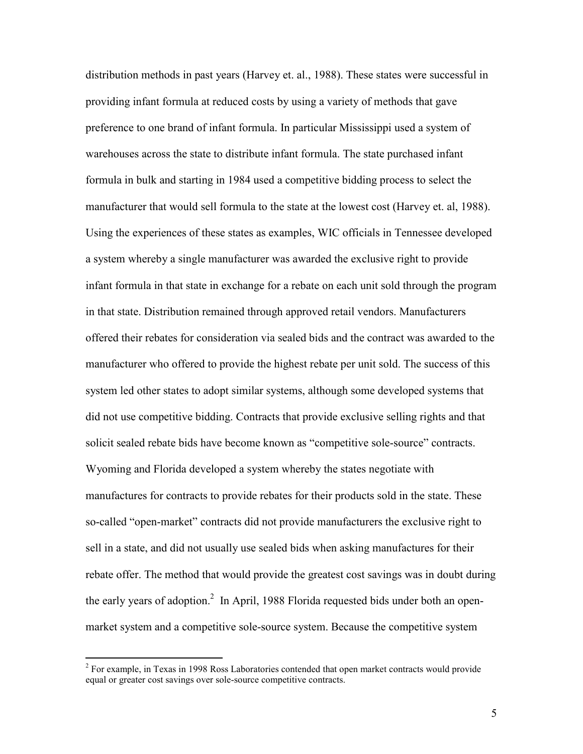distribution methods in past years (Harvey et. al., 1988). These states were successful in providing infant formula at reduced costs by using a variety of methods that gave preference to one brand of infant formula. In particular Mississippi used a system of warehouses across the state to distribute infant formula. The state purchased infant formula in bulk and starting in 1984 used a competitive bidding process to select the manufacturer that would sell formula to the state at the lowest cost (Harvey et. al, 1988). Using the experiences of these states as examples, WIC officials in Tennessee developed a system whereby a single manufacturer was awarded the exclusive right to provide infant formula in that state in exchange for a rebate on each unit sold through the program in that state. Distribution remained through approved retail vendors. Manufacturers offered their rebates for consideration via sealed bids and the contract was awarded to the manufacturer who offered to provide the highest rebate per unit sold. The success of this system led other states to adopt similar systems, although some developed systems that did not use competitive bidding. Contracts that provide exclusive selling rights and that solicit sealed rebate bids have become known as "competitive sole-source" contracts. Wyoming and Florida developed a system whereby the states negotiate with manufactures for contracts to provide rebates for their products sold in the state. These so-called "open-market" contracts did not provide manufacturers the exclusive right to sell in a state, and did not usually use sealed bids when asking manufactures for their rebate offer. The method that would provide the greatest cost savings was in doubt during the early years of adoption.[2] In April, 1988 Florida requested bids under both an open-market system and a competitive sole-source system. Because the competitive system

[2] For example, in Texas in 1998 Ross Laboratories contended that open market contracts would provide equal or greater cost savings over sole-source competitive contracts.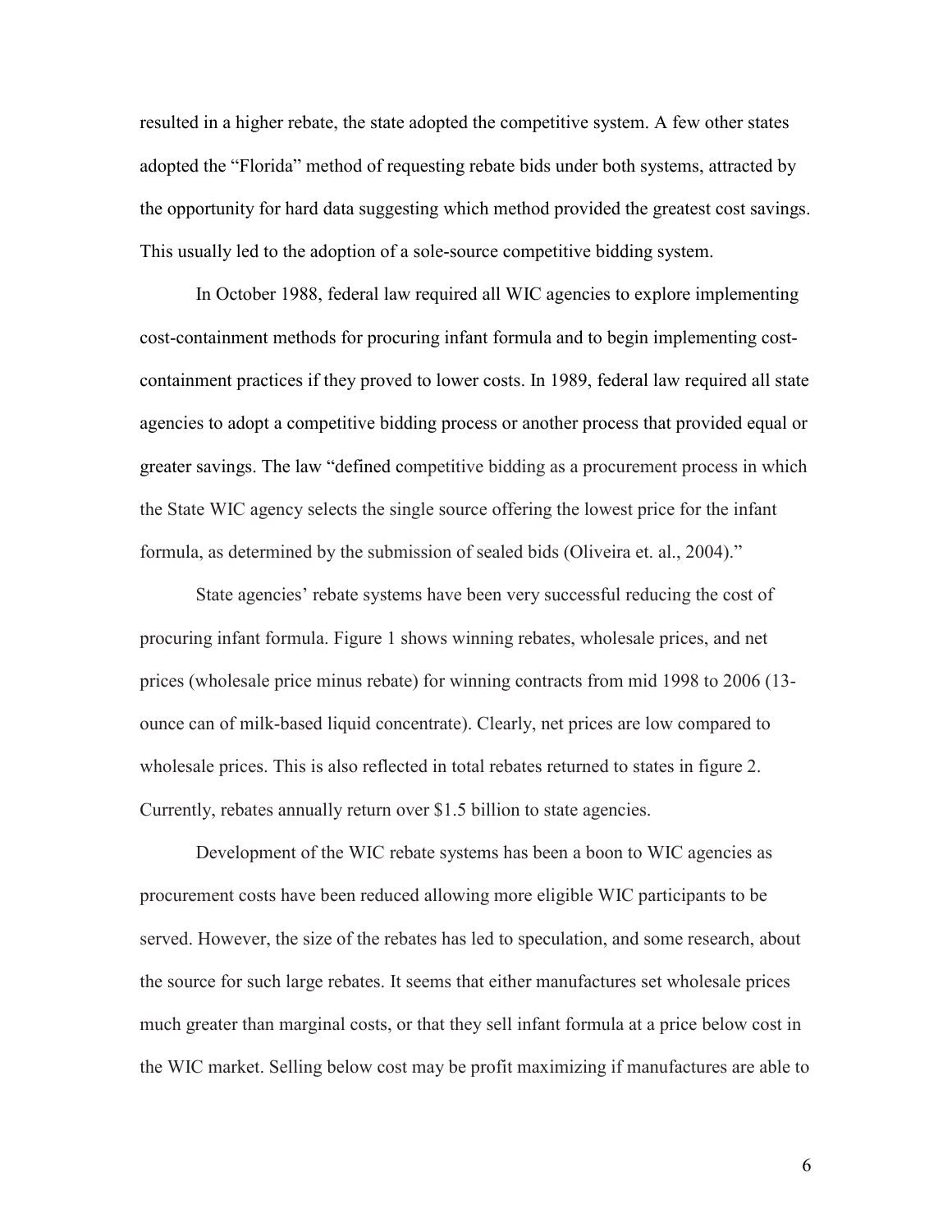resulted in a higher rebate, the state adopted the competitive system. A few other states adopted the "Florida" method of requesting rebate bids under both systems, attracted by the opportunity for hard data suggesting which method provided the greatest cost savings. This usually led to the adoption of a sole-source competitive bidding system.

In October 1988, federal law required all WIC agencies to explore implementing cost-containment methods for procuring infant formula and to begin implementing cost-containment practices if they proved to lower costs. In 1989, federal law required all state agencies to adopt a competitive bidding process or another process that provided equal or greater savings. The law "defined competitive bidding as a procurement process in which the State WIC agency selects the single source offering the lowest price for the infant formula, as determined by the submission of sealed bids (Oliveira et. al., 2004)."

State agencies' rebate systems have been very successful reducing the cost of procuring infant formula. Figure 1 shows winning rebates, wholesale prices, and net prices (wholesale price minus rebate) for winning contracts from mid 1998 to 2006 (13-ounce can of milk-based liquid concentrate). Clearly, net prices are low compared to wholesale prices. This is also reflected in total rebates returned to states in figure 2. Currently, rebates annually return over $1.5 billion to state agencies.

Development of the WIC rebate systems has been a boon to WIC agencies as procurement costs have been reduced allowing more eligible WIC participants to be served. However, the size of the rebates has led to speculation, and some research, about the source for such large rebates. It seems that either manufactures set wholesale prices much greater than marginal costs, or that they sell infant formula at a price below cost in the WIC market. Selling below cost may be profit maximizing if manufactures are able to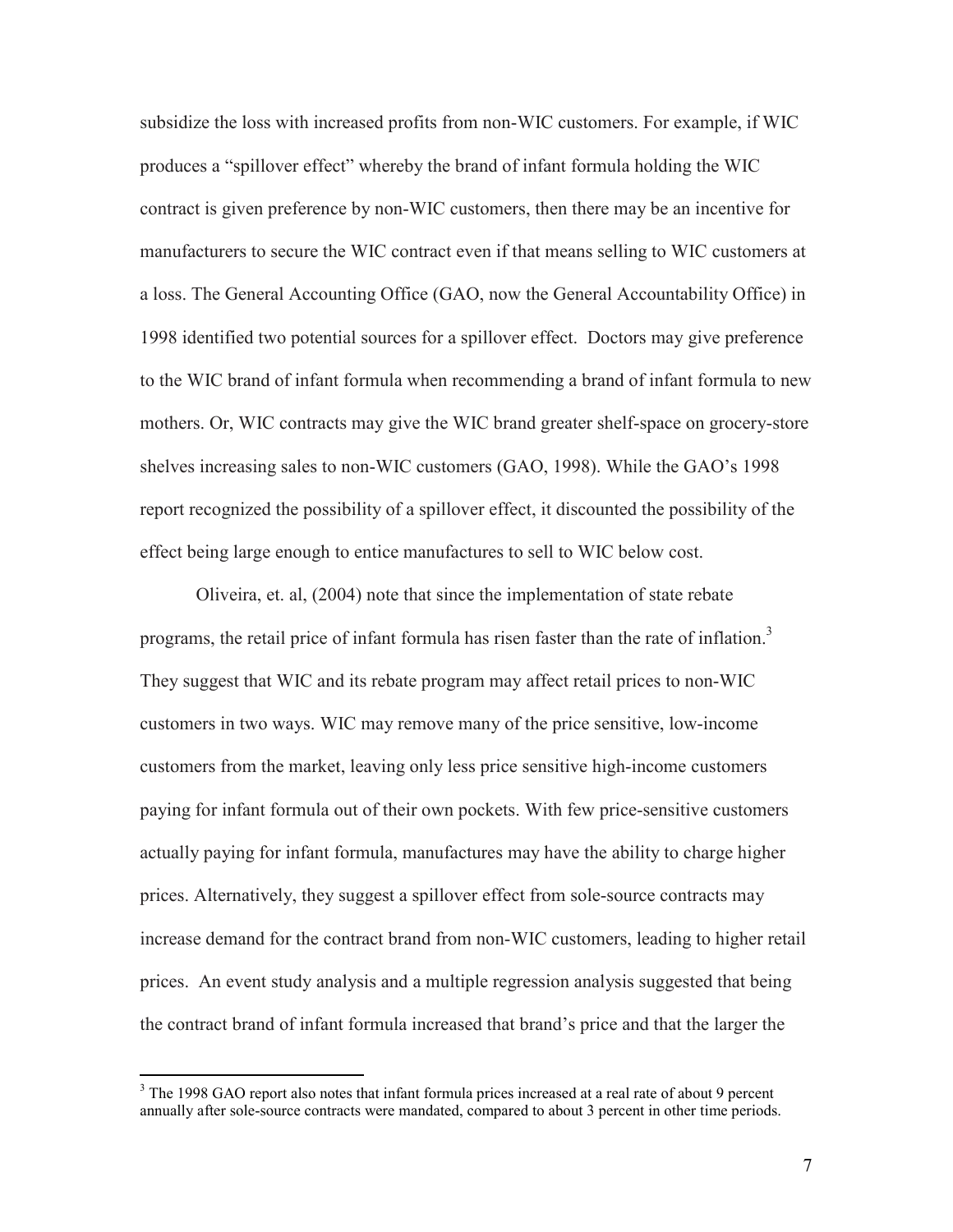subsidize the loss with increased profits from non-WIC customers. For example, if WIC produces a "spillover effect" whereby the brand of infant formula holding the WIC contract is given preference by non-WIC customers, then there may be an incentive for manufacturers to secure the WIC contract even if that means selling to WIC customers at a loss. The General Accounting Office (GAO, now the General Accountability Office) in 1998 identified two potential sources for a spillover effect. Doctors may give preference to the WIC brand of infant formula when recommending a brand of infant formula to new mothers. Or, WIC contracts may give the WIC brand greater shelf-space on grocery-store shelves increasing sales to non-WIC customers (GAO, 1998). While the GAO's 1998 report recognized the possibility of a spillover effect, it discounted the possibility of the effect being large enough to entice manufactures to sell to WIC below cost.

Oliveira, et. al, (2004) note that since the implementation of state rebate programs, the retail price of infant formula has risen faster than the rate of inflation.[3] They suggest that WIC and its rebate program may affect retail prices to non-WIC customers in two ways. WIC may remove many of the price sensitive, low-income customers from the market, leaving only less price sensitive high-income customers paying for infant formula out of their own pockets. With few price-sensitive customers actually paying for infant formula, manufactures may have the ability to charge higher prices. Alternatively, they suggest a spillover effect from sole-source contracts may increase demand for the contract brand from non-WIC customers, leading to higher retail prices. An event study analysis and a multiple regression analysis suggested that being the contract brand of infant formula increased that brand's price and that the larger the

[3] The 1998 GAO report also notes that infant formula prices increased at a real rate of about 9 percent annually after sole-source contracts were mandated, compared to about 3 percent in other time periods.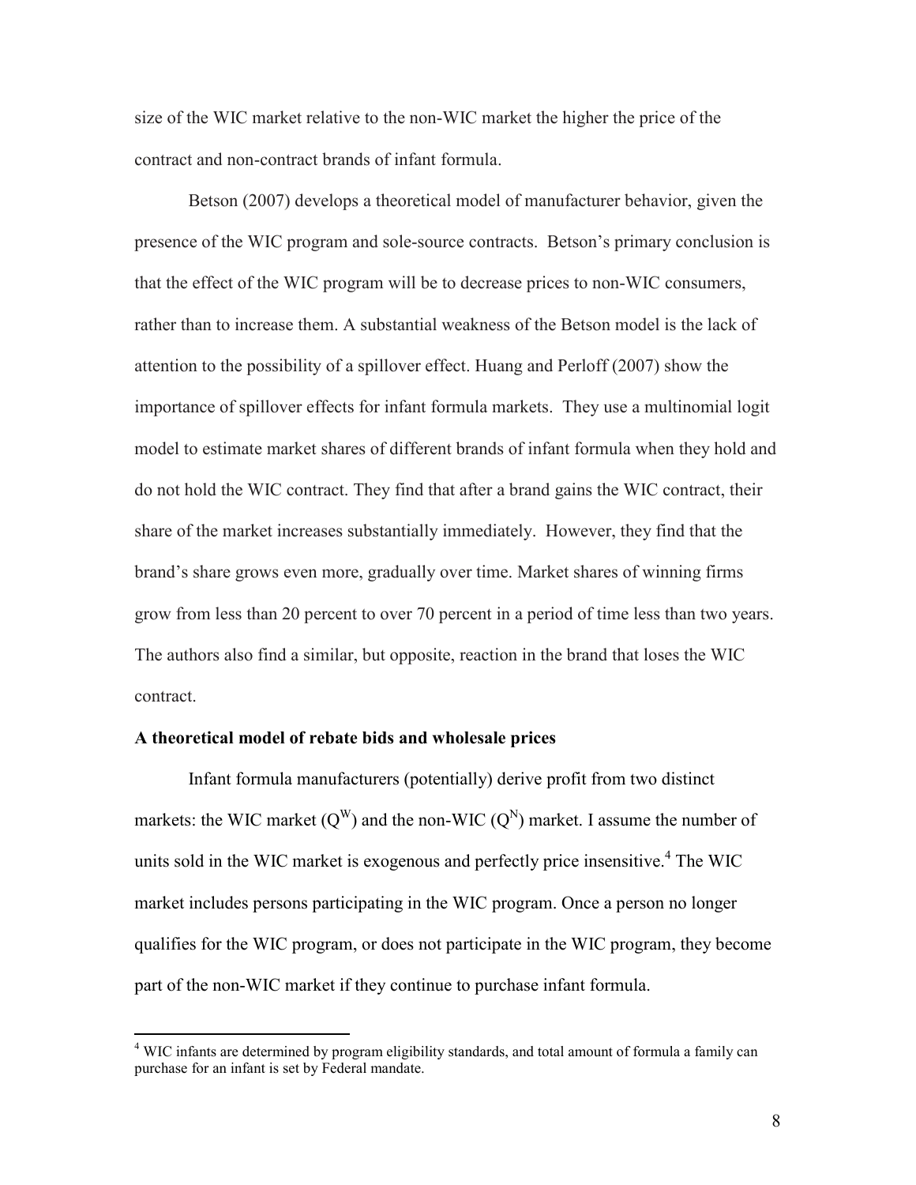size of the WIC market relative to the non-WIC market the higher the price of the contract and non-contract brands of infant formula.

Betson (2007) develops a theoretical model of manufacturer behavior, given the presence of the WIC program and sole-source contracts. Betson's primary conclusion is that the effect of the WIC program will be to decrease prices to non-WIC consumers, rather than to increase them. A substantial weakness of the Betson model is the lack of attention to the possibility of a spillover effect. Huang and Perloff (2007) show the importance of spillover effects for infant formula markets. They use a multinomial logit model to estimate market shares of different brands of infant formula when they hold and do not hold the WIC contract. They find that after a brand gains the WIC contract, their share of the market increases substantially immediately. However, they find that the brand's share grows even more, gradually over time. Market shares of winning firms grow from less than 20 percent to over 70 percent in a period of time less than two years. The authors also find a similar, but opposite, reaction in the brand that loses the WIC contract.

**A theoretical model of rebate bids and wholesale prices**

Infant formula manufacturers (potentially) derive profit from two distinct markets: the WIC market ($Q^W$) and the non-WIC ($Q^N$) market. I assume the number of units sold in the WIC market is exogenous and perfectly price insensitive.[4] The WIC market includes persons participating in the WIC program. Once a person no longer qualifies for the WIC program, or does not participate in the WIC program, they become part of the non-WIC market if they continue to purchase infant formula.

[4] WIC infants are determined by program eligibility standards, and total amount of formula a family can purchase for an infant is set by Federal mandate.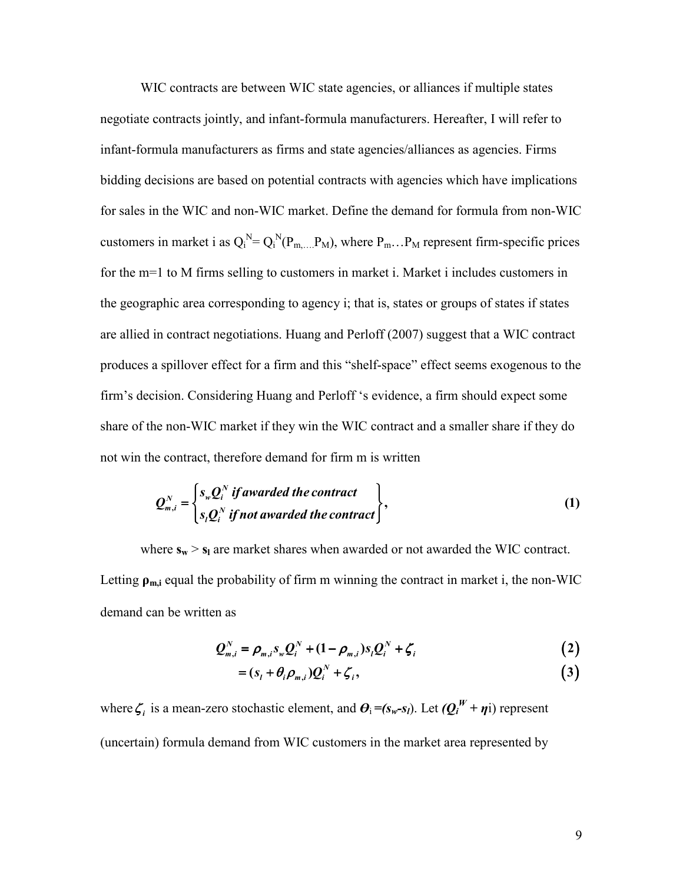WIC contracts are between WIC state agencies, or alliances if multiple states negotiate contracts jointly, and infant-formula manufacturers. Hereafter, I will refer to infant-formula manufacturers as firms and state agencies/alliances as agencies. Firms bidding decisions are based on potential contracts with agencies which have implications for sales in the WIC and non-WIC market. Define the demand for formula from non-WIC customers in market i as $Q_i^N = Q_i^N(P_m, \ldots P_M)$, where $P_m \ldots P_M$ represent firm-specific prices for the m=1 to M firms selling to customers in market i. Market i includes customers in the geographic area corresponding to agency i; that is, states or groups of states if states are allied in contract negotiations. Huang and Perloff (2007) suggest that a WIC contract produces a spillover effect for a firm and this "shelf-space" effect seems exogenous to the firm's decision. Considering Huang and Perloff 's evidence, a firm should expect some share of the non-WIC market if they win the WIC contract and a smaller share if they do not win the contract, therefore demand for firm m is written

$$\boldsymbol{Q_{m,i}^N = \begin{Bmatrix} s_w Q_i^N \text{ if awarded the contract} \\ s_l Q_i^N \text{ if not awarded the contract} \end{Bmatrix},} \tag{1}$$

where $\mathbf{s_w} > \mathbf{s_l}$ are market shares when awarded or not awarded the WIC contract. Letting $\boldsymbol{\rho_{m,i}}$ equal the probability of firm m winning the contract in market i, the non-WIC demand can be written as

$$\boldsymbol{Q_{m,i}^N = \rho_{m,i} s_w Q_i^N + (1 - \rho_{m,i}) s_l Q_i^N + \zeta_i} \tag{2}$$

$$\boldsymbol{= (s_l + \theta_i \rho_{m,i}) Q_i^N + \zeta_i,} \tag{3}$$

where $\boldsymbol{\zeta_i}$ is a mean-zero stochastic element, and $\boldsymbol{\theta_i = (s_w - s_l)}$. Let $\boldsymbol{(Q_i^W + \eta_i)}$ represent (uncertain) formula demand from WIC customers in the market area represented by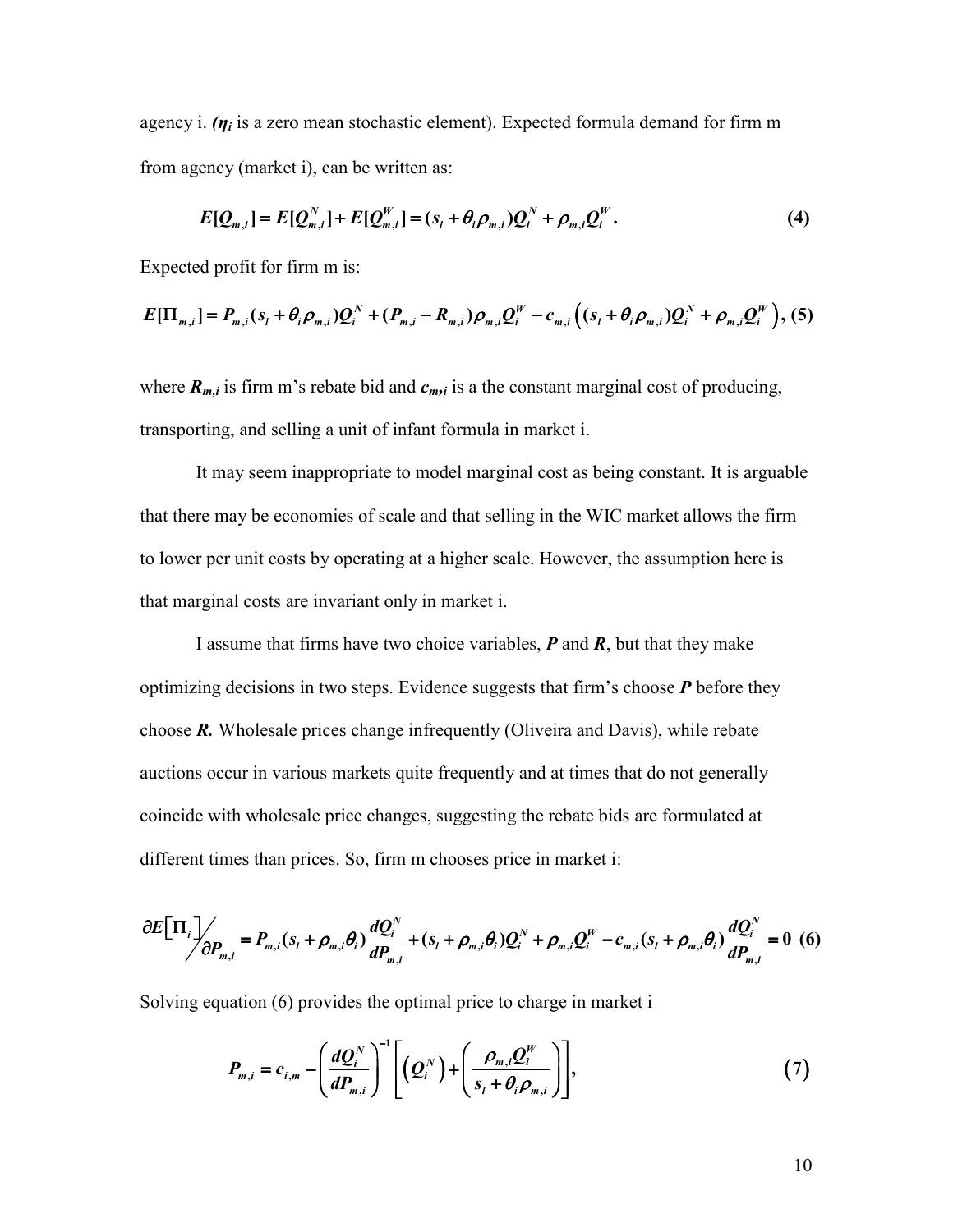agency i. ***$\eta_i$*** is a zero mean stochastic element). Expected formula demand for firm m from agency (market i), can be written as:

$$E[Q_{m,i}] = E[Q_{m,i}^N] + E[Q_{m,i}^W] = (s_l + \theta_i \rho_{m,i})Q_i^N + \rho_{m,i} Q_i^W \,. \tag{4}$$

Expected profit for firm m is:

$$E[\Pi_{m,i}] = P_{m,i}(s_l + \theta_i \rho_{m,i})Q_i^N + (P_{m,i} - R_{m,i})\rho_{m,i}Q_i^W - c_{m,i}\left((s_l + \theta_i \rho_{m,i})Q_i^N + \rho_{m,i}Q_i^W\right), \tag{5}$$

where $R_{m,i}$ is firm m's rebate bid and $c_{m,i}$ is a the constant marginal cost of producing, transporting, and selling a unit of infant formula in market i.

It may seem inappropriate to model marginal cost as being constant. It is arguable that there may be economies of scale and that selling in the WIC market allows the firm to lower per unit costs by operating at a higher scale. However, the assumption here is that marginal costs are invariant only in market i.

I assume that firms have two choice variables, ***P*** and ***R***, but that they make optimizing decisions in two steps. Evidence suggests that firm's choose ***P*** before they choose ***R***. Wholesale prices change infrequently (Oliveira and Davis), while rebate auctions occur in various markets quite frequently and at times that do not generally coincide with wholesale price changes, suggesting the rebate bids are formulated at different times than prices. So, firm m chooses price in market i:

$$\partial E\left[\Pi_i\right] \Big/ \partial P_{m,i} = P_{m,i}(s_l + \rho_{m,i}\theta_i)\frac{dQ_i^N}{dP_{m,i}} + (s_l + \rho_{m,i}\theta_i)Q_i^N + \rho_{m,i}Q_i^W - c_{m,i}(s_l + \rho_{m,i}\theta_i)\frac{dQ_i^N}{dP_{m,i}} = 0 \tag{6}$$

Solving equation (6) provides the optimal price to charge in market i

$$P_{m,i} = c_{i,m} - \left(\frac{dQ_i^N}{dP_{m,i}}\right)^{-1}\left[\left(Q_i^N\right) + \left(\frac{\rho_{m,i}Q_i^W}{s_l + \theta_i \rho_{m,i}}\right)\right], \tag{7}$$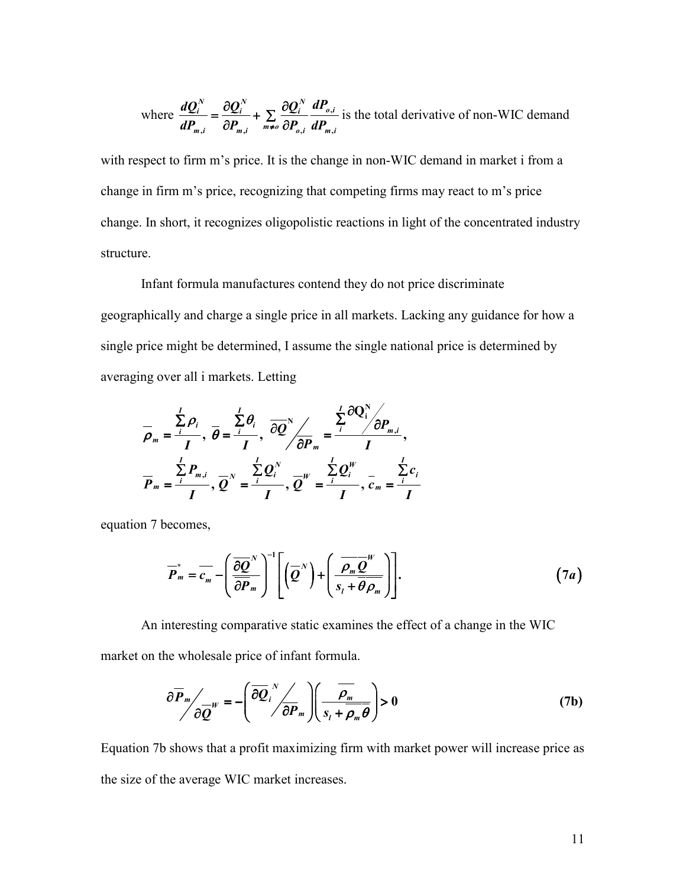where $\frac{dQ_i^N}{dP_{m,i}} = \frac{\partial Q_i^N}{\partial P_{m,i}} + \sum_{m \neq o} \frac{\partial Q_i^N}{\partial P_{o,i}} \frac{dP_{o,i}}{dP_{m,i}}$ is the total derivative of non-WIC demand with respect to firm m's price. It is the change in non-WIC demand in market i from a change in firm m's price, recognizing that competing firms may react to m's price change. In short, it recognizes oligopolistic reactions in light of the concentrated industry structure.

Infant formula manufactures contend they do not price discriminate geographically and charge a single price in all markets. Lacking any guidance for how a single price might be determined, I assume the single national price is determined by averaging over all i markets. Letting

$$\overline{\rho}_m = \frac{\sum_i^I \rho_i}{I},\ \overline{\theta} = \frac{\sum_i^I \theta_i}{I},\ \overline{\partial Q}^N \Big/ \overline{\partial P_m} = \frac{\sum_i^I \partial Q_i^N \big/ \partial P_{m,i}}{I},$$

$$\overline{P}_m = \frac{\sum_i^I P_{m,i}}{I},\ \overline{Q}^N = \frac{\sum_i^I Q_i^N}{I},\ \overline{Q}^W = \frac{\sum_i^I Q_i^W}{I},\ \overline{c}_m = \frac{\sum_i^I c_i}{I}$$

equation 7 becomes,

$$\overline{P}_m^* = \overline{c_m} - \left( \frac{\overline{\partial Q}^N}{\overline{\partial P_m}} \right)^{-1} \left[ \left( \overline{Q}^N \right) + \left( \frac{\overline{\rho_m \overline{Q}^W}}{s_l + \overline{\overline{\theta}\,\overline{\rho}_m}} \right) \right]. \qquad (7a)$$

An interesting comparative static examines the effect of a change in the WIC market on the wholesale price of infant formula.

$$\partial \overline{P}_m \Big/ \partial \overline{Q}^W = -\left( \overline{\partial Q_i}^N \Big/ \overline{\partial P_m} \right) \left( \frac{\overline{\rho_m}}{s_l + \overline{\overline{\rho}_m \overline{\theta}}} \right) > 0 \qquad (7b)$$

Equation 7b shows that a profit maximizing firm with market power will increase price as the size of the average WIC market increases.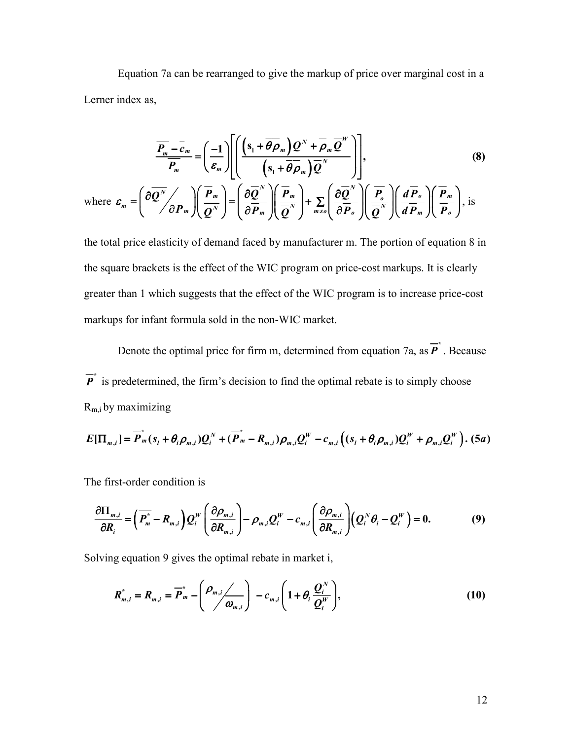Equation 7a can be rearranged to give the markup of price over marginal cost in a Lerner index as,

$$\frac{\overline{P_m} - \overline{c_m}}{\overline{P_m}} = \left(\frac{-1}{\varepsilon_m}\right)\left[\left(\frac{\left(s_1 + \overline{\theta}\overline{\rho}_m\right)Q^N + \overline{\rho}_m \overline{Q}^W}{\left(s_1 + \overline{\theta}\overline{\rho}_m\right)\overline{Q}^N}\right)\right], \tag{8}$$

where $\varepsilon_m = \left(\partial \overline{Q^N} \big/ \partial \overline{P_m}\right)\left(\frac{\overline{P_m}}{\overline{\overline{Q^N}}}\right) = \left(\frac{\partial \overline{Q}^N}{\partial \overline{P}_m}\right)\left(\frac{\overline{P}_m}{\overline{Q}^N}\right) + \sum_{m \neq o}\left(\frac{\partial \overline{Q}^N}{\partial \overline{P}_o}\right)\left(\frac{\overline{P}_o}{\overline{Q}^N}\right)\left(\frac{d\overline{P}_o}{d\overline{P}_m}\right)\left(\frac{\overline{P}_m}{\overline{P}_o}\right)$, is

the total price elasticity of demand faced by manufacturer m. The portion of equation 8 in the square brackets is the effect of the WIC program on price-cost markups. It is clearly greater than 1 which suggests that the effect of the WIC program is to increase price-cost markups for infant formula sold in the non-WIC market.

Denote the optimal price for firm m, determined from equation 7a, as $\overline{P}^*$. Because $\overline{P}^*$ is predetermined, the firm's decision to find the optimal rebate is to simply choose $R_{m,i}$ by maximizing

$$E[\Pi_{m,i}] = \overline{P}_m^*(s_l + \theta_i \rho_{m,i})Q_i^N + (\overline{P}_m^* - R_{m,i})\rho_{m,i}Q_i^W - c_{m,i}\left((s_l + \theta_i \rho_{m,i})Q_i^W + \rho_{m,i}Q_i^W\right). \tag{5a}$$

The first-order condition is

$$\frac{\partial \Pi_{m,i}}{\partial R_i} = \left(\overline{P_m^*} - R_{m,i}\right)Q_i^W\left(\frac{\partial \rho_{m,i}}{\partial R_{m,i}}\right) - \rho_{m,i}Q_i^W - c_{m,i}\left(\frac{\partial \rho_{m,i}}{\partial R_{m,i}}\right)\left(Q_i^N\theta_i - Q_i^W\right) = 0. \tag{9}$$

Solving equation 9 gives the optimal rebate in market i,

$$R_{m,i}^* = R_{m,i} = \overline{P}_m^* - \left(\rho_{m,i} \big/ \omega_{m,i}\right) - c_{m,i}\left(1 + \theta_i \frac{Q_i^N}{Q_i^W}\right), \tag{10}$$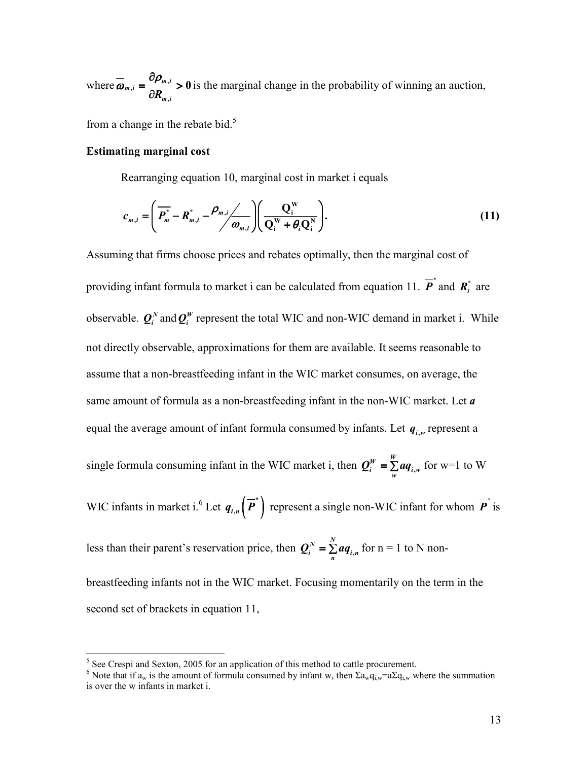where $\overline{\omega}_{m,i} = \frac{\partial \rho_{m,i}}{\partial R_{m,i}} > 0$ is the marginal change in the probability of winning an auction, from a change in the rebate bid.[5]

**Estimating marginal cost**

Rearranging equation 10, marginal cost in market i equals

$$c_{m,i} = \left( \overline{P_m^*} - R_{m,i}^* - \rho_{m,i} \Big/ \omega_{m,i} \right) \left( \frac{Q_i^W}{Q_i^W + \theta_i Q_i^N} \right). \tag{11}$$

Assuming that firms choose prices and rebates optimally, then the marginal cost of providing infant formula to market i can be calculated from equation 11. $\overline{P}^*$ and $R_i^*$ are observable. $Q_i^N$ and $Q_i^W$ represent the total WIC and non-WIC demand in market i. While not directly observable, approximations for them are available. It seems reasonable to assume that a non-breastfeeding infant in the WIC market consumes, on average, the same amount of formula as a non-breastfeeding infant in the non-WIC market. Let $a$ equal the average amount of infant formula consumed by infants. Let $q_{i,w}$ represent a single formula consuming infant in the WIC market i, then $Q_i^W = \sum_w^W a q_{i,w}$ for w=1 to W WIC infants in market i.[6] Let $q_{i,n}\left(\overline{P}^*\right)$ represent a single non-WIC infant for whom $\overline{P}^*$ is less than their parent's reservation price, then $Q_i^N = \sum_n^N a q_{i,n}$ for n = 1 to N non-breastfeeding infants not in the WIC market. Focusing momentarily on the term in the second set of brackets in equation 11,

---

[5] See Crespi and Sexton, 2005 for an application of this method to cattle procurement.

[6] Note that if $a_w$ is the amount of formula consumed by infant w, then $\Sigma a_w q_{i,w} = a \Sigma q_{i,w}$ where the summation is over the w infants in market i.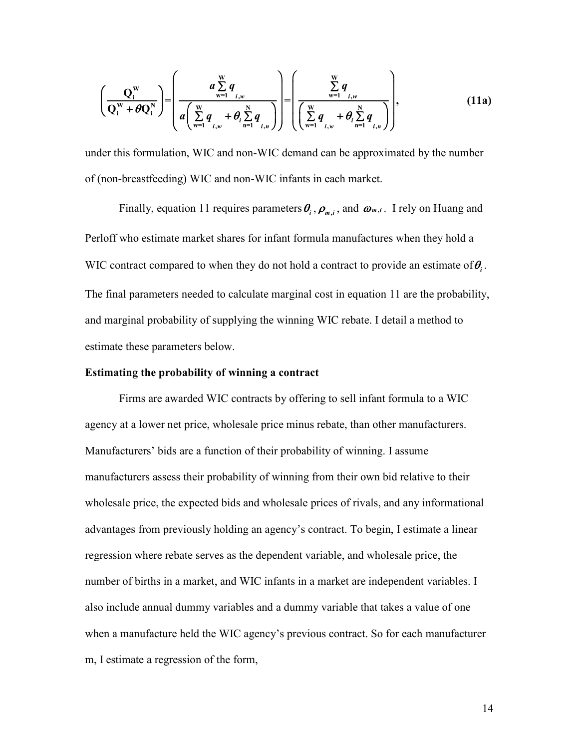$$\left(\frac{\mathbf{Q}_{\mathbf{i}}^{\mathbf{W}}}{\mathbf{Q}_{\mathbf{i}}^{\mathbf{W}}+\theta\mathbf{Q}_{\mathbf{i}}^{\mathbf{N}}}\right)=\left(\frac{a\sum_{\mathrm{w}=1}^{\mathrm{W}}q_{i,w}}{a\left(\sum_{\mathrm{w}=1}^{\mathrm{W}}q_{i,w}+\theta_i\sum_{\mathrm{n}=1}^{\mathrm{N}}q_{i,n}\right)}\right)=\left(\frac{\sum_{\mathrm{w}=1}^{\mathrm{W}}q_{i,w}}{\left(\sum_{\mathrm{w}=1}^{\mathrm{W}}q_{i,w}+\theta_i\sum_{\mathrm{n}=1}^{\mathrm{N}}q_{i,n}\right)}\right), \tag{11a}$$

under this formulation, WIC and non-WIC demand can be approximated by the number of (non-breastfeeding) WIC and non-WIC infants in each market.

Finally, equation 11 requires parameters $\theta_i$, $\rho_{m,i}$, and $\overline{\omega}_{m,i}$. I rely on Huang and Perloff who estimate market shares for infant formula manufactures when they hold a WIC contract compared to when they do not hold a contract to provide an estimate of $\theta_i$. The final parameters needed to calculate marginal cost in equation 11 are the probability, and marginal probability of supplying the winning WIC rebate. I detail a method to estimate these parameters below.

**Estimating the probability of winning a contract**

Firms are awarded WIC contracts by offering to sell infant formula to a WIC agency at a lower net price, wholesale price minus rebate, than other manufacturers. Manufacturers' bids are a function of their probability of winning. I assume manufacturers assess their probability of winning from their own bid relative to their wholesale price, the expected bids and wholesale prices of rivals, and any informational advantages from previously holding an agency's contract. To begin, I estimate a linear regression where rebate serves as the dependent variable, and wholesale price, the number of births in a market, and WIC infants in a market are independent variables. I also include annual dummy variables and a dummy variable that takes a value of one when a manufacture held the WIC agency's previous contract. So for each manufacturer m, I estimate a regression of the form,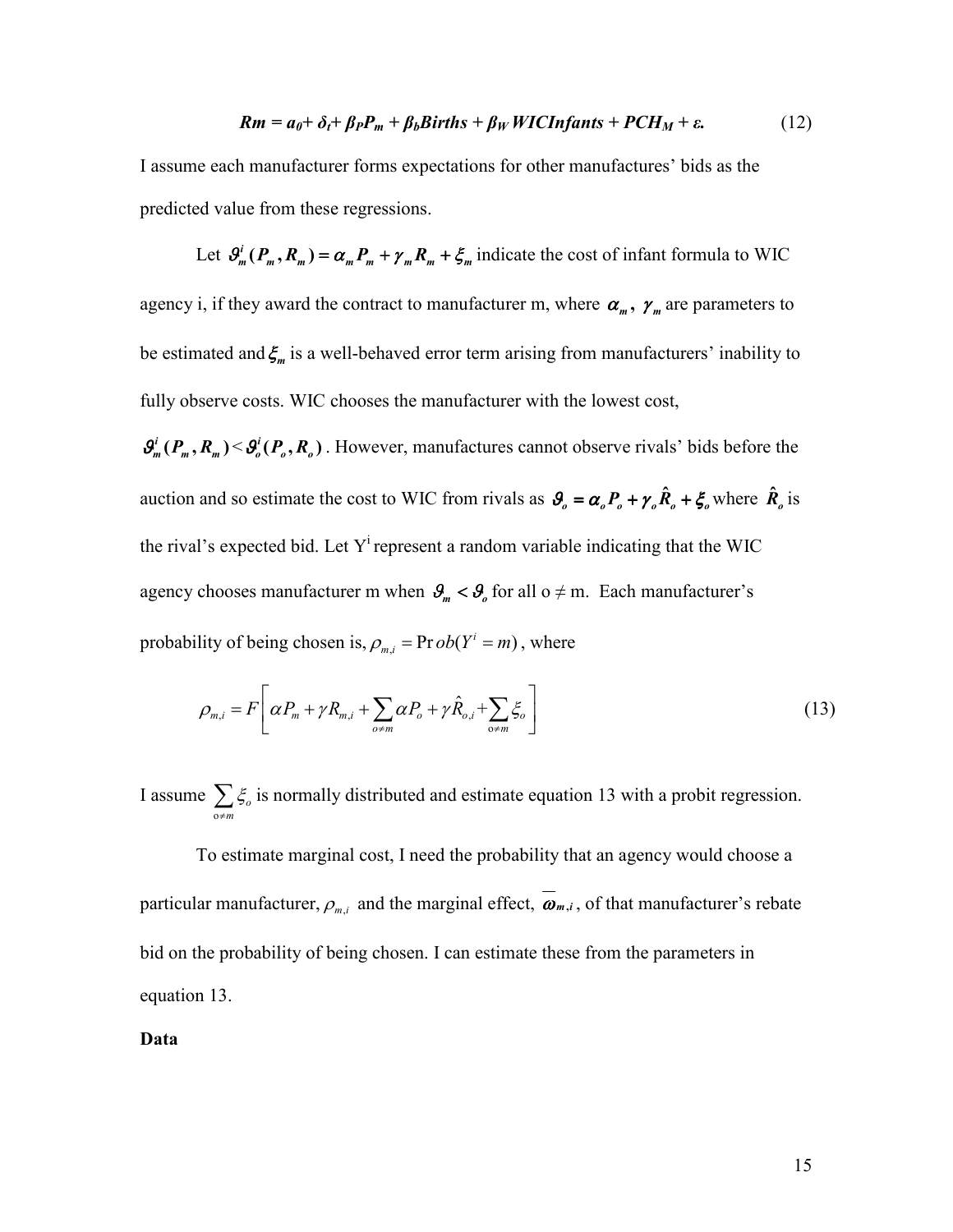$$Rm = a_0 + \delta_t + \beta_P P_m + \beta_b Births + \beta_W\, WICInfants + PCH_M + \varepsilon. \tag{12}$$

I assume each manufacturer forms expectations for other manufactures' bids as the predicted value from these regressions.

Let $\vartheta^i_m(P_m, R_m) = \alpha_m P_m + \gamma_m R_m + \xi_m$ indicate the cost of infant formula to WIC agency i, if they award the contract to manufacturer m, where $\alpha_m$, $\gamma_m$ are parameters to be estimated and $\xi_m$ is a well-behaved error term arising from manufacturers' inability to fully observe costs. WIC chooses the manufacturer with the lowest cost, $\vartheta^i_m(P_m, R_m) < \vartheta^i_o(P_o, R_o)$. However, manufactures cannot observe rivals' bids before the auction and so estimate the cost to WIC from rivals as $\vartheta_o = \alpha_o P_o + \gamma_o \hat{R}_o + \xi_o$ where $\hat{R}_o$ is the rival's expected bid. Let $Y^i$ represent a random variable indicating that the WIC agency chooses manufacturer m when $\vartheta_m < \vartheta_o$ for all o ≠ m. Each manufacturer's probability of being chosen is, $\rho_{m,i} = \Pr ob(Y^i = m)$, where

$$\rho_{m,i} = F\left[\alpha P_m + \gamma R_{m,i} + \sum_{o \neq m} \alpha P_o + \gamma \hat{R}_{o,i} + \sum_{o \neq m} \xi_o\right] \tag{13}$$

I assume $\sum_{o \neq m} \xi_o$ is normally distributed and estimate equation 13 with a probit regression.

To estimate marginal cost, I need the probability that an agency would choose a particular manufacturer, $\rho_{m,i}$ and the marginal effect, $\overline{\omega}_{m,i}$, of that manufacturer's rebate bid on the probability of being chosen. I can estimate these from the parameters in equation 13.

**Data**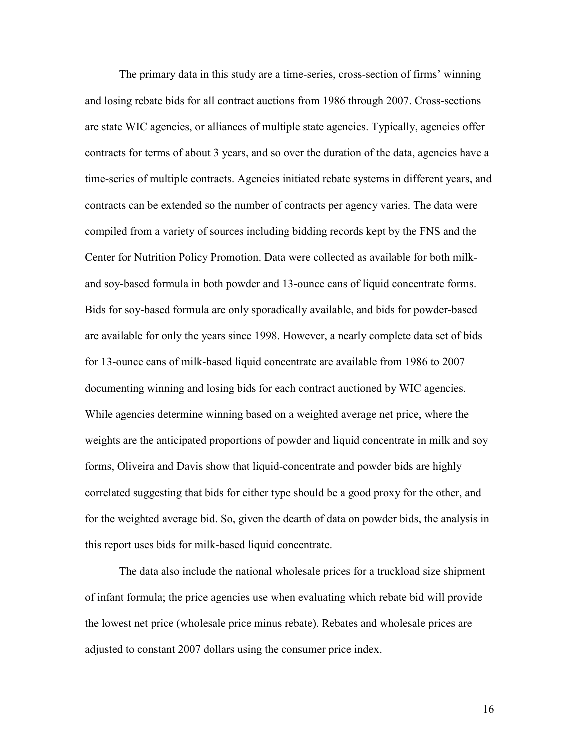The primary data in this study are a time-series, cross-section of firms' winning and losing rebate bids for all contract auctions from 1986 through 2007. Cross-sections are state WIC agencies, or alliances of multiple state agencies. Typically, agencies offer contracts for terms of about 3 years, and so over the duration of the data, agencies have a time-series of multiple contracts. Agencies initiated rebate systems in different years, and contracts can be extended so the number of contracts per agency varies. The data were compiled from a variety of sources including bidding records kept by the FNS and the Center for Nutrition Policy Promotion. Data were collected as available for both milk- and soy-based formula in both powder and 13-ounce cans of liquid concentrate forms. Bids for soy-based formula are only sporadically available, and bids for powder-based are available for only the years since 1998. However, a nearly complete data set of bids for 13-ounce cans of milk-based liquid concentrate are available from 1986 to 2007 documenting winning and losing bids for each contract auctioned by WIC agencies. While agencies determine winning based on a weighted average net price, where the weights are the anticipated proportions of powder and liquid concentrate in milk and soy forms, Oliveira and Davis show that liquid-concentrate and powder bids are highly correlated suggesting that bids for either type should be a good proxy for the other, and for the weighted average bid. So, given the dearth of data on powder bids, the analysis in this report uses bids for milk-based liquid concentrate.

The data also include the national wholesale prices for a truckload size shipment of infant formula; the price agencies use when evaluating which rebate bid will provide the lowest net price (wholesale price minus rebate). Rebates and wholesale prices are adjusted to constant 2007 dollars using the consumer price index.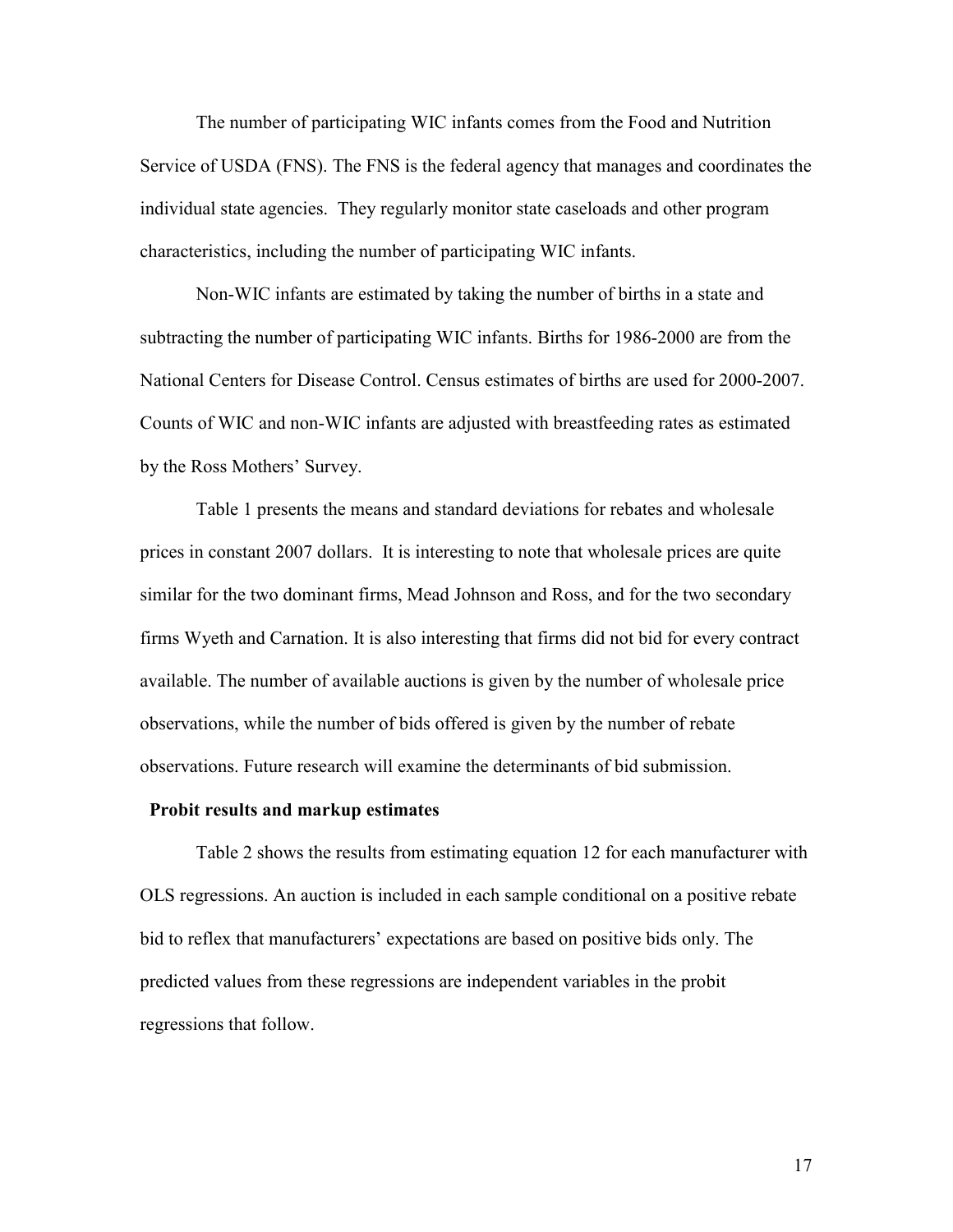The number of participating WIC infants comes from the Food and Nutrition Service of USDA (FNS). The FNS is the federal agency that manages and coordinates the individual state agencies. They regularly monitor state caseloads and other program characteristics, including the number of participating WIC infants.

Non-WIC infants are estimated by taking the number of births in a state and subtracting the number of participating WIC infants. Births for 1986-2000 are from the National Centers for Disease Control. Census estimates of births are used for 2000-2007. Counts of WIC and non-WIC infants are adjusted with breastfeeding rates as estimated by the Ross Mothers' Survey.

Table 1 presents the means and standard deviations for rebates and wholesale prices in constant 2007 dollars. It is interesting to note that wholesale prices are quite similar for the two dominant firms, Mead Johnson and Ross, and for the two secondary firms Wyeth and Carnation. It is also interesting that firms did not bid for every contract available. The number of available auctions is given by the number of wholesale price observations, while the number of bids offered is given by the number of rebate observations. Future research will examine the determinants of bid submission.

## Probit results and markup estimates

Table 2 shows the results from estimating equation 12 for each manufacturer with OLS regressions. An auction is included in each sample conditional on a positive rebate bid to reflex that manufacturers' expectations are based on positive bids only. The predicted values from these regressions are independent variables in the probit regressions that follow.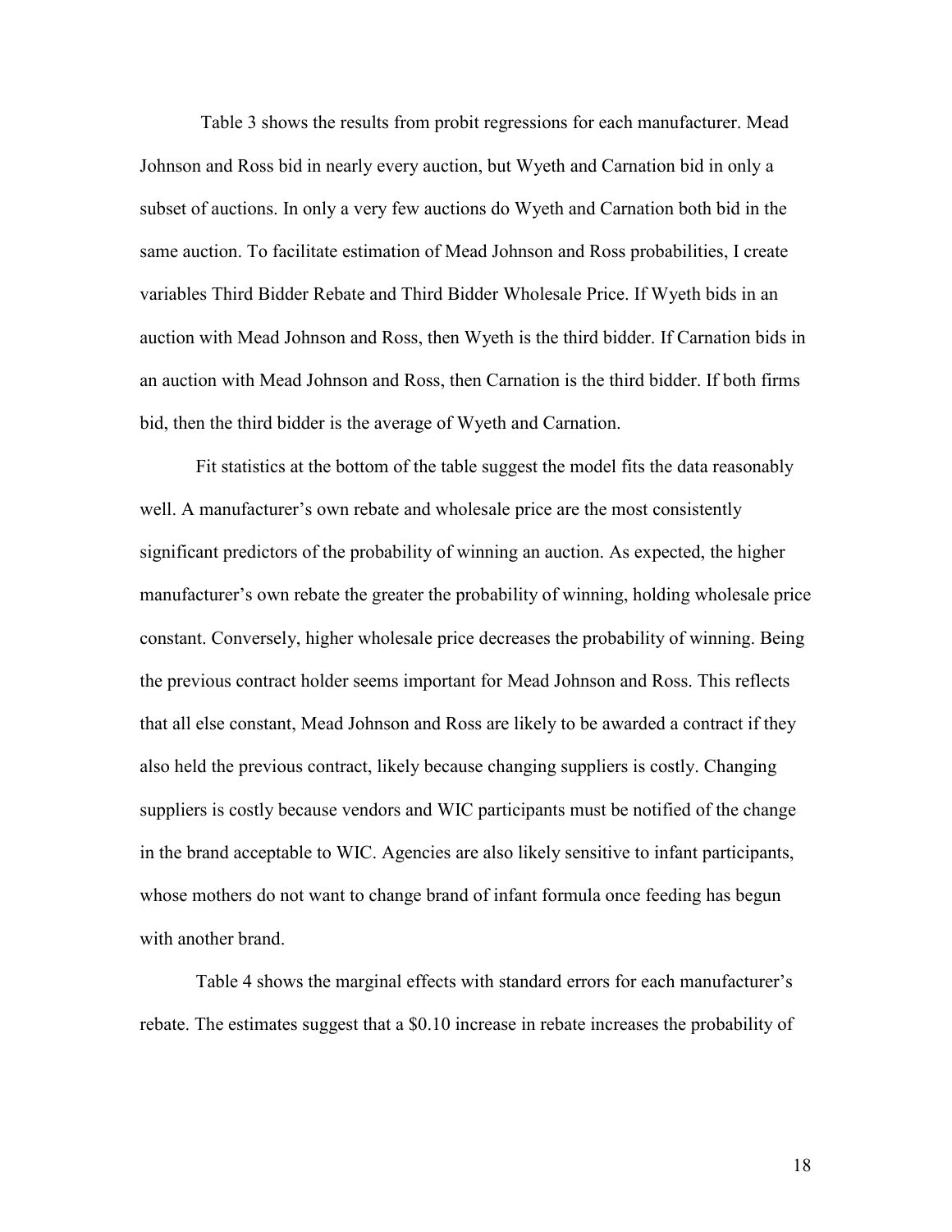Table 3 shows the results from probit regressions for each manufacturer. Mead Johnson and Ross bid in nearly every auction, but Wyeth and Carnation bid in only a subset of auctions. In only a very few auctions do Wyeth and Carnation both bid in the same auction. To facilitate estimation of Mead Johnson and Ross probabilities, I create variables Third Bidder Rebate and Third Bidder Wholesale Price. If Wyeth bids in an auction with Mead Johnson and Ross, then Wyeth is the third bidder. If Carnation bids in an auction with Mead Johnson and Ross, then Carnation is the third bidder. If both firms bid, then the third bidder is the average of Wyeth and Carnation.

Fit statistics at the bottom of the table suggest the model fits the data reasonably well. A manufacturer's own rebate and wholesale price are the most consistently significant predictors of the probability of winning an auction. As expected, the higher manufacturer's own rebate the greater the probability of winning, holding wholesale price constant. Conversely, higher wholesale price decreases the probability of winning. Being the previous contract holder seems important for Mead Johnson and Ross. This reflects that all else constant, Mead Johnson and Ross are likely to be awarded a contract if they also held the previous contract, likely because changing suppliers is costly. Changing suppliers is costly because vendors and WIC participants must be notified of the change in the brand acceptable to WIC. Agencies are also likely sensitive to infant participants, whose mothers do not want to change brand of infant formula once feeding has begun with another brand.

Table 4 shows the marginal effects with standard errors for each manufacturer's rebate. The estimates suggest that a $0.10 increase in rebate increases the probability of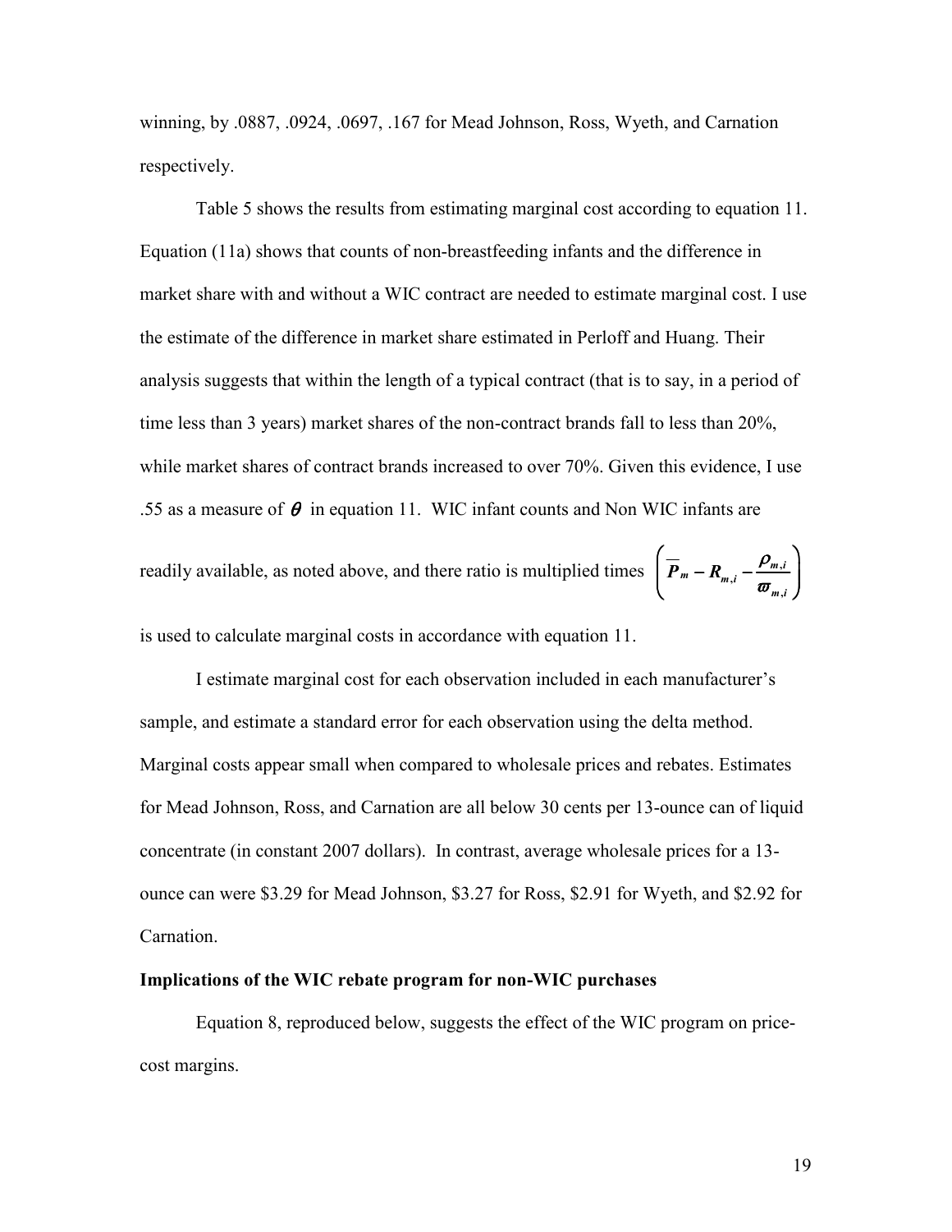winning, by .0887, .0924, .0697, .167 for Mead Johnson, Ross, Wyeth, and Carnation respectively.

Table 5 shows the results from estimating marginal cost according to equation 11. Equation (11a) shows that counts of non-breastfeeding infants and the difference in market share with and without a WIC contract are needed to estimate marginal cost. I use the estimate of the difference in market share estimated in Perloff and Huang. Their analysis suggests that within the length of a typical contract (that is to say, in a period of time less than 3 years) market shares of the non-contract brands fall to less than 20%, while market shares of contract brands increased to over 70%. Given this evidence, I use .55 as a measure of $\theta$ in equation 11. WIC infant counts and Non WIC infants are readily available, as noted above, and there ratio is multiplied times $\left(\overline{P}_m - R_{m,i} - \frac{\rho_{m,i}}{\varpi_{m,i}}\right)$ is used to calculate marginal costs in accordance with equation 11.

I estimate marginal cost for each observation included in each manufacturer's sample, and estimate a standard error for each observation using the delta method. Marginal costs appear small when compared to wholesale prices and rebates. Estimates for Mead Johnson, Ross, and Carnation are all below 30 cents per 13-ounce can of liquid concentrate (in constant 2007 dollars). In contrast, average wholesale prices for a 13-ounce can were \$3.29 for Mead Johnson, \$3.27 for Ross, \$2.91 for Wyeth, and \$2.92 for Carnation.

**Implications of the WIC rebate program for non-WIC purchases**

Equation 8, reproduced below, suggests the effect of the WIC program on price-cost margins.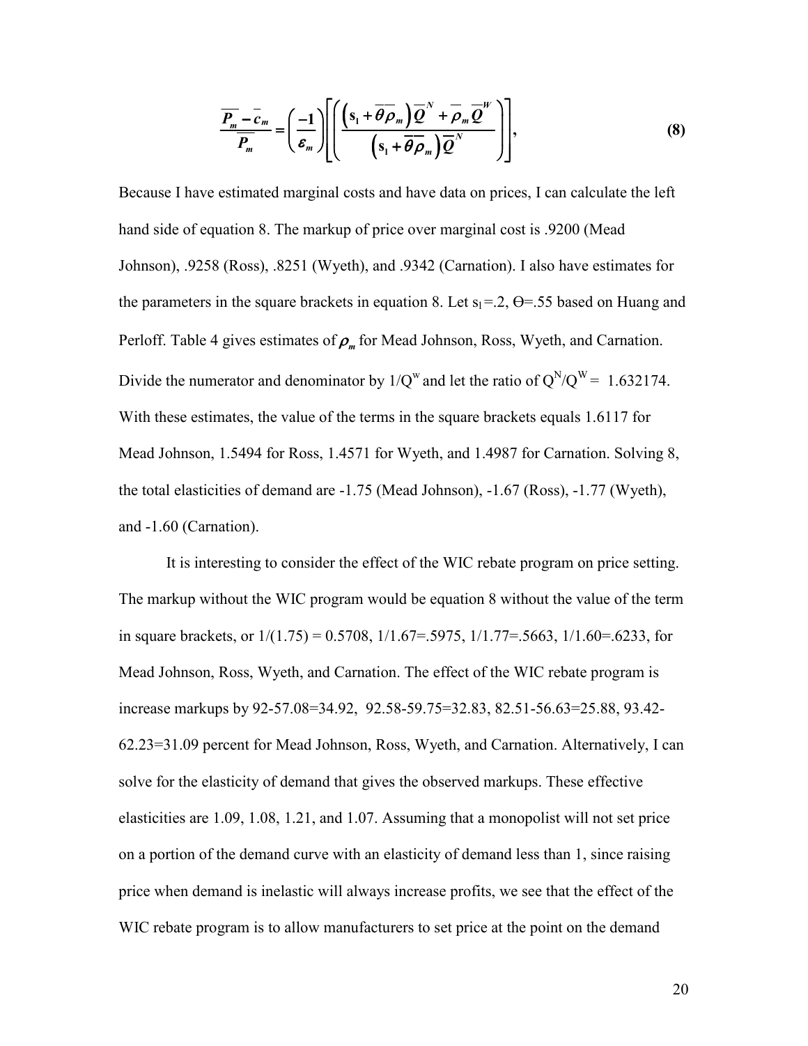$$\frac{\overline{P_m} - \overline{c}_m}{\overline{P_m}} = \left(\frac{-1}{\varepsilon_m}\right)\left[\left(\frac{\left(s_1 + \overline{\theta}\overline{\rho}_m\right)\overline{Q}^N + \overline{\rho}_m \overline{Q}^W}{\left(s_1 + \overline{\theta}\overline{\rho}_m\right)\overline{Q}^N}\right)\right], \tag{8}$$

Because I have estimated marginal costs and have data on prices, I can calculate the left hand side of equation 8. The markup of price over marginal cost is .9200 (Mead Johnson), .9258 (Ross), .8251 (Wyeth), and .9342 (Carnation). I also have estimates for the parameters in the square brackets in equation 8. Let $s_1$=.2, Θ=.55 based on Huang and Perloff. Table 4 gives estimates of $\rho_m$ for Mead Johnson, Ross, Wyeth, and Carnation. Divide the numerator and denominator by $1/Q^w$ and let the ratio of $Q^N/Q^W$ = 1.632174. With these estimates, the value of the terms in the square brackets equals 1.6117 for Mead Johnson, 1.5494 for Ross, 1.4571 for Wyeth, and 1.4987 for Carnation. Solving 8, the total elasticities of demand are -1.75 (Mead Johnson), -1.67 (Ross), -1.77 (Wyeth), and -1.60 (Carnation).

It is interesting to consider the effect of the WIC rebate program on price setting. The markup without the WIC program would be equation 8 without the value of the term in square brackets, or 1/(1.75) = 0.5708, 1/1.67=.5975, 1/1.77=.5663, 1/1.60=.6233, for Mead Johnson, Ross, Wyeth, and Carnation. The effect of the WIC rebate program is increase markups by 92-57.08=34.92, 92.58-59.75=32.83, 82.51-56.63=25.88, 93.42-62.23=31.09 percent for Mead Johnson, Ross, Wyeth, and Carnation. Alternatively, I can solve for the elasticity of demand that gives the observed markups. These effective elasticities are 1.09, 1.08, 1.21, and 1.07. Assuming that a monopolist will not set price on a portion of the demand curve with an elasticity of demand less than 1, since raising price when demand is inelastic will always increase profits, we see that the effect of the WIC rebate program is to allow manufacturers to set price at the point on the demand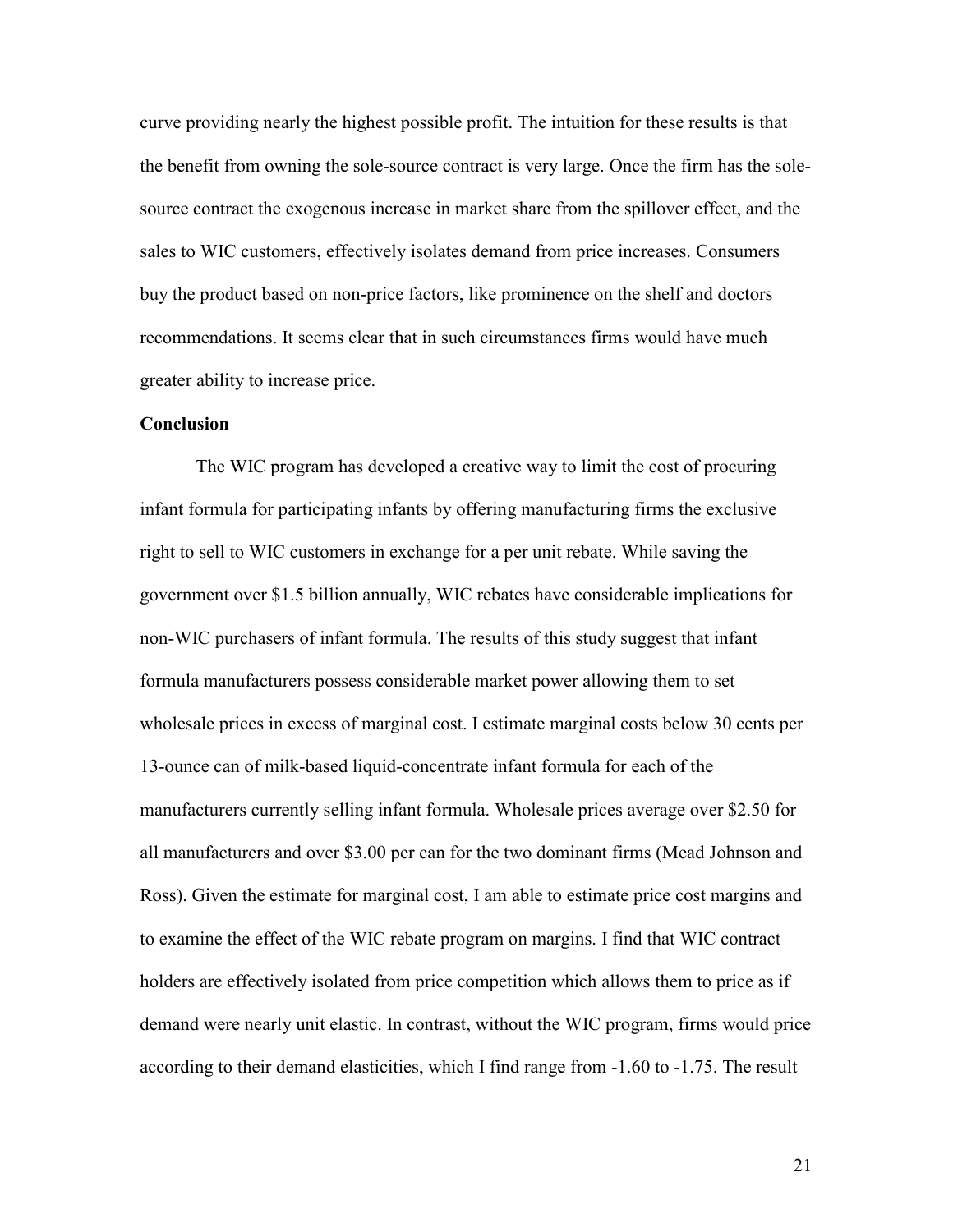curve providing nearly the highest possible profit. The intuition for these results is that the benefit from owning the sole-source contract is very large. Once the firm has the sole-source contract the exogenous increase in market share from the spillover effect, and the sales to WIC customers, effectively isolates demand from price increases. Consumers buy the product based on non-price factors, like prominence on the shelf and doctors recommendations. It seems clear that in such circumstances firms would have much greater ability to increase price.

**Conclusion**

The WIC program has developed a creative way to limit the cost of procuring infant formula for participating infants by offering manufacturing firms the exclusive right to sell to WIC customers in exchange for a per unit rebate. While saving the government over $1.5 billion annually, WIC rebates have considerable implications for non-WIC purchasers of infant formula. The results of this study suggest that infant formula manufacturers possess considerable market power allowing them to set wholesale prices in excess of marginal cost. I estimate marginal costs below 30 cents per 13-ounce can of milk-based liquid-concentrate infant formula for each of the manufacturers currently selling infant formula. Wholesale prices average over $2.50 for all manufacturers and over $3.00 per can for the two dominant firms (Mead Johnson and Ross). Given the estimate for marginal cost, I am able to estimate price cost margins and to examine the effect of the WIC rebate program on margins. I find that WIC contract holders are effectively isolated from price competition which allows them to price as if demand were nearly unit elastic. In contrast, without the WIC program, firms would price according to their demand elasticities, which I find range from -1.60 to -1.75. The result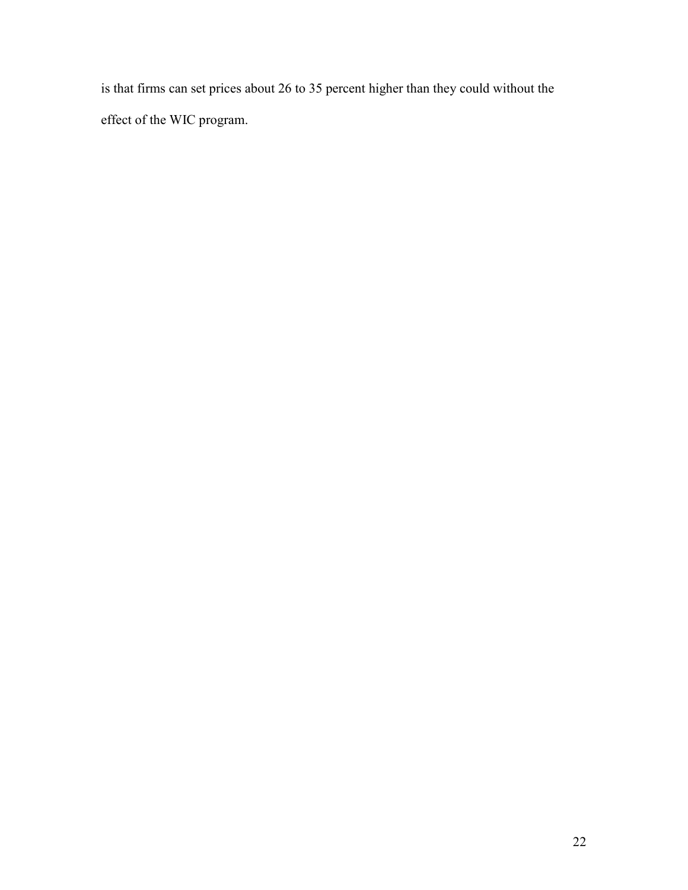is that firms can set prices about 26 to 35 percent higher than they could without the effect of the WIC program.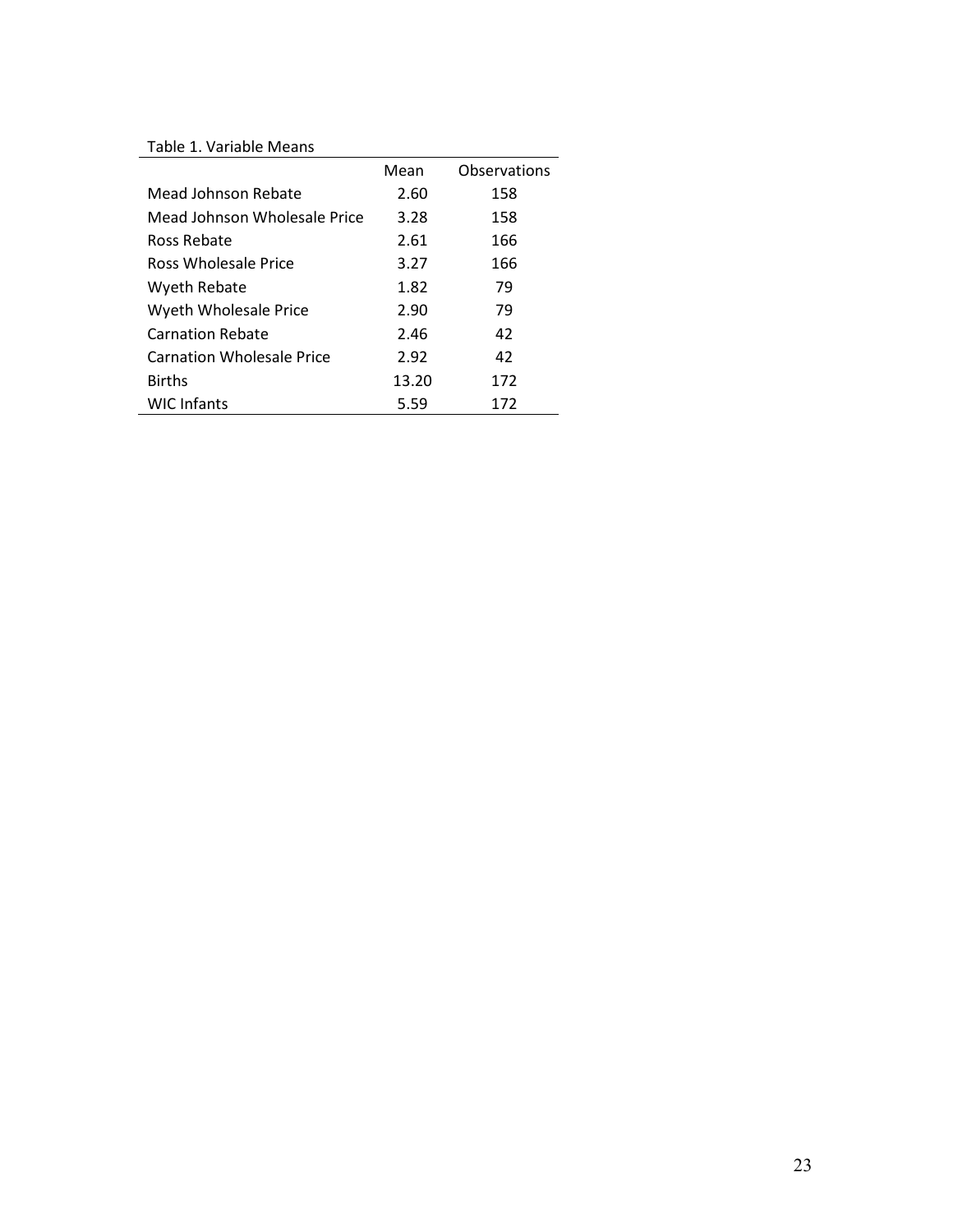Table 1. Variable Means

| | Mean | Observations |
|---|---|---|
| Mead Johnson Rebate | 2.60 | 158 |
| Mead Johnson Wholesale Price | 3.28 | 158 |
| Ross Rebate | 2.61 | 166 |
| Ross Wholesale Price | 3.27 | 166 |
| Wyeth Rebate | 1.82 | 79 |
| Wyeth Wholesale Price | 2.90 | 79 |
| Carnation Rebate | 2.46 | 42 |
| Carnation Wholesale Price | 2.92 | 42 |
| Births | 13.20 | 172 |
| WIC Infants | 5.59 | 172 |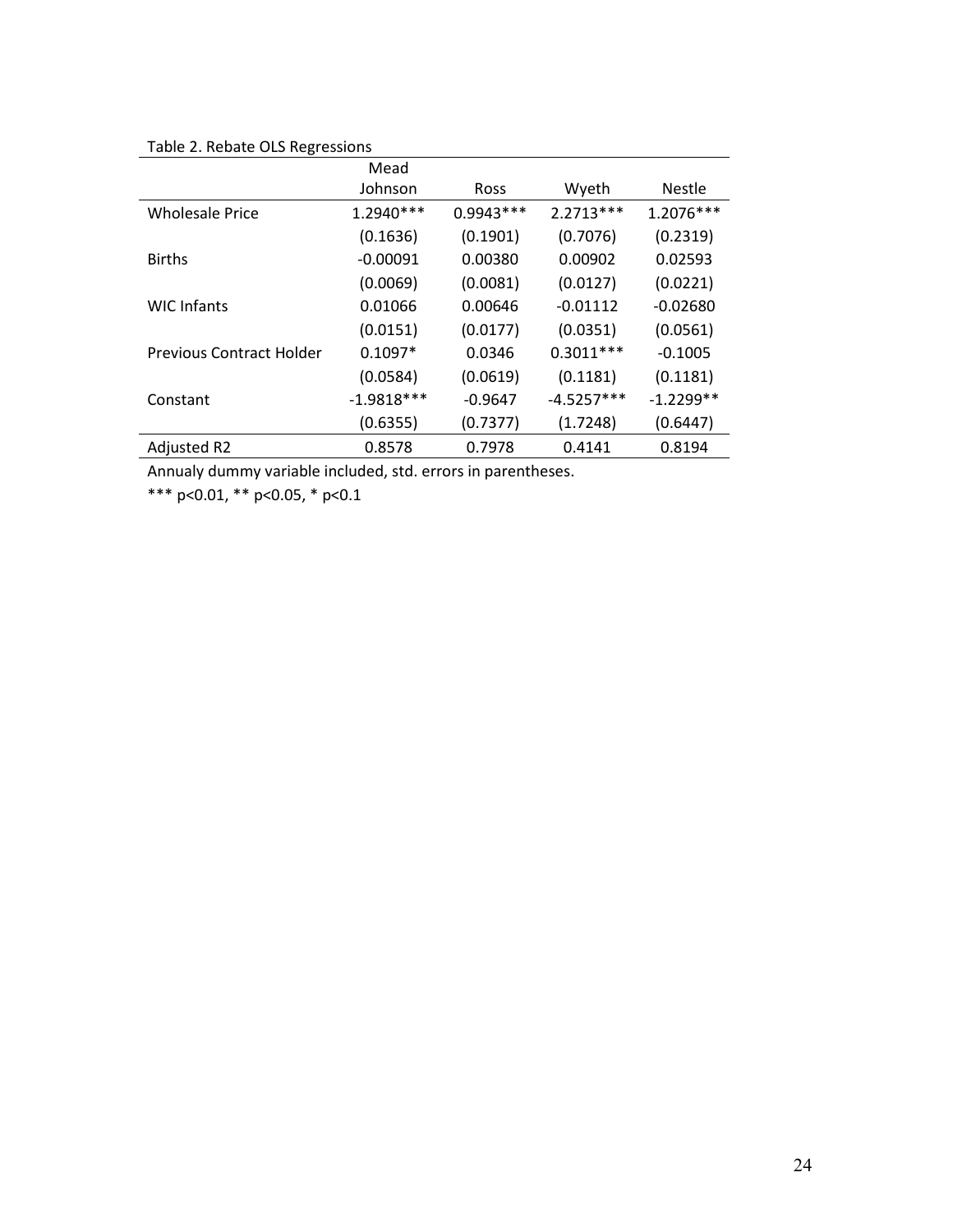Table 2. Rebate OLS Regressions

| | Mead Johnson | Ross | Wyeth | Nestle |
|---|---|---|---|---|
| Wholesale Price | 1.2940*** | 0.9943*** | 2.2713*** | 1.2076*** |
| | (0.1636) | (0.1901) | (0.7076) | (0.2319) |
| Births | -0.00091 | 0.00380 | 0.00902 | 0.02593 |
| | (0.0069) | (0.0081) | (0.0127) | (0.0221) |
| WIC Infants | 0.01066 | 0.00646 | -0.01112 | -0.02680 |
| | (0.0151) | (0.0177) | (0.0351) | (0.0561) |
| Previous Contract Holder | 0.1097* | 0.0346 | 0.3011*** | -0.1005 |
| | (0.0584) | (0.0619) | (0.1181) | (0.1181) |
| Constant | -1.9818*** | -0.9647 | -4.5257*** | -1.2299** |
| | (0.6355) | (0.7377) | (1.7248) | (0.6447) |
| Adjusted R2 | 0.8578 | 0.7978 | 0.4141 | 0.8194 |

Annualy dummy variable included, std. errors in parentheses.

*** p<0.01, ** p<0.05, * p<0.1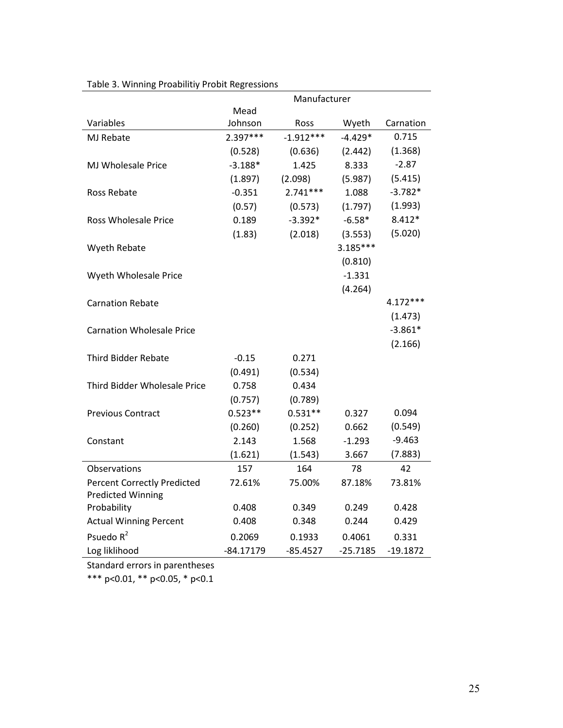Table 3. Winning Proabilitiy Probit Regressions

| | Manufacturer | | | |
|---|---|---|---|---|
| Variables | Mead Johnson | Ross | Wyeth | Carnation |
| MJ Rebate | 2.397*** | -1.912*** | -4.429* | 0.715 |
| | (0.528) | (0.636) | (2.442) | (1.368) |
| MJ Wholesale Price | -3.188* | 1.425 | 8.333 | -2.87 |
| | (1.897) | (2.098) | (5.987) | (5.415) |
| Ross Rebate | -0.351 | 2.741*** | 1.088 | -3.782* |
| | (0.57) | (0.573) | (1.797) | (1.993) |
| Ross Wholesale Price | 0.189 | -3.392* | -6.58* | 8.412* |
| | (1.83) | (2.018) | (3.553) | (5.020) |
| Wyeth Rebate | | | 3.185*** | |
| | | | (0.810) | |
| Wyeth Wholesale Price | | | -1.331 | |
| | | | (4.264) | |
| Carnation Rebate | | | | 4.172*** |
| | | | | (1.473) |
| Carnation Wholesale Price | | | | -3.861* |
| | | | | (2.166) |
| Third Bidder Rebate | -0.15 | 0.271 | | |
| | (0.491) | (0.534) | | |
| Third Bidder Wholesale Price | 0.758 | 0.434 | | |
| | (0.757) | (0.789) | | |
| Previous Contract | 0.523** | 0.531** | 0.327 | 0.094 |
| | (0.260) | (0.252) | 0.662 | (0.549) |
| Constant | 2.143 | 1.568 | -1.293 | -9.463 |
| | (1.621) | (1.543) | 3.667 | (7.883) |
| Observations | 157 | 164 | 78 | 42 |
| Percent Correctly Predicted | 72.61% | 75.00% | 87.18% | 73.81% |
| Predicted Winning Probability | 0.408 | 0.349 | 0.249 | 0.428 |
| Actual Winning Percent | 0.408 | 0.348 | 0.244 | 0.429 |
| Psuedo $R^2$ | 0.2069 | 0.1933 | 0.4061 | 0.331 |
| Log liklihood | -84.17179 | -85.4527 | -25.7185 | -19.1872 |

Standard errors in parentheses

*** p<0.01, ** p<0.05, * p<0.1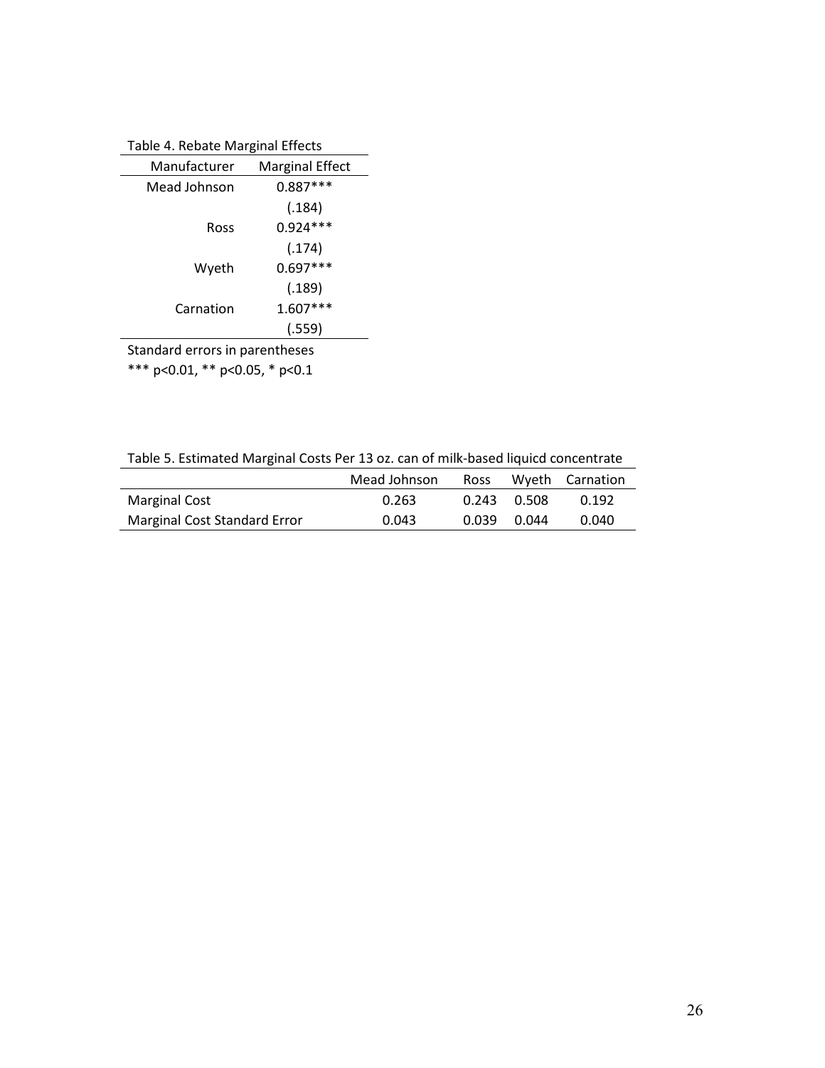Table 4. Rebate Marginal Effects

| Manufacturer | Marginal Effect |
|---|---|
| Mead Johnson | 0.887*** |
| | (.184) |
| Ross | 0.924*** |
| | (.174) |
| Wyeth | 0.697*** |
| | (.189) |
| Carnation | 1.607*** |
| | (.559) |

Standard errors in parentheses
*** p<0.01, ** p<0.05, * p<0.1

Table 5. Estimated Marginal Costs Per 13 oz. can of milk-based liquicd concentrate

| | Mead Johnson | Ross | Wyeth | Carnation |
|---|---|---|---|---|
| Marginal Cost | 0.263 | 0.243 | 0.508 | 0.192 |
| Marginal Cost Standard Error | 0.043 | 0.039 | 0.044 | 0.040 |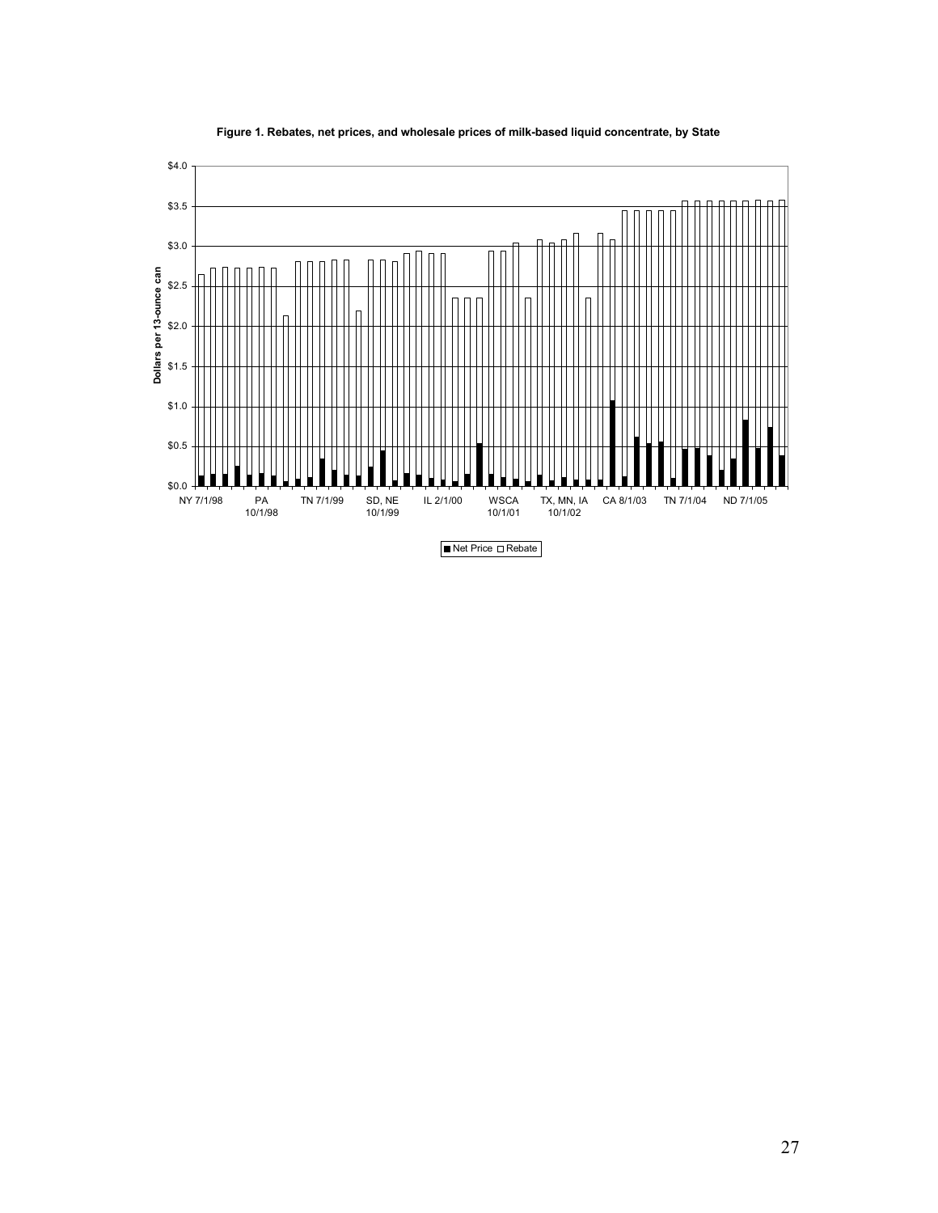**Figure 1. Rebates, net prices, and wholesale prices of milk-based liquid concentrate, by State**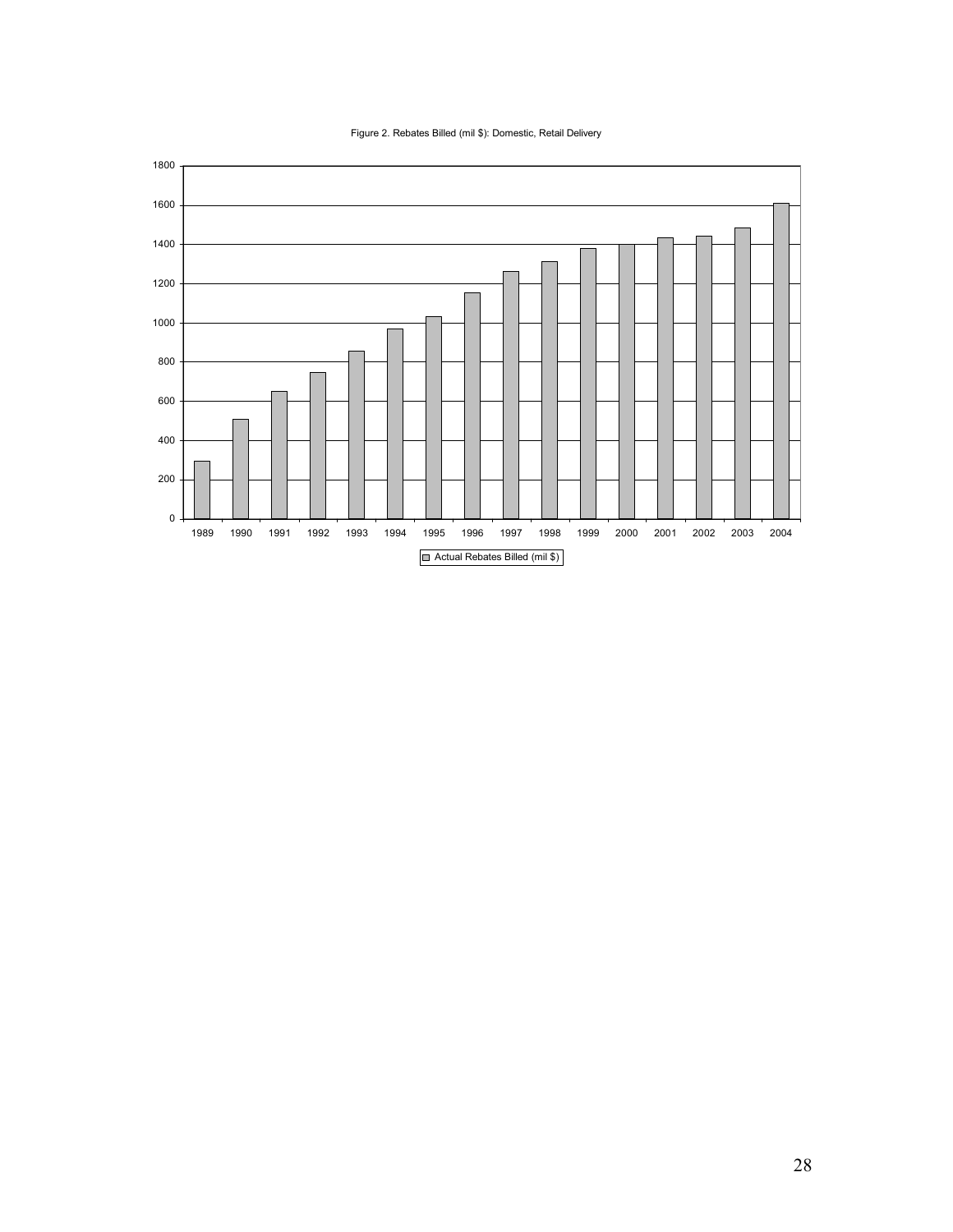Figure 2. Rebates Billed (mil $): Domestic, Retail Delivery

Actual Rebates Billed (mil $)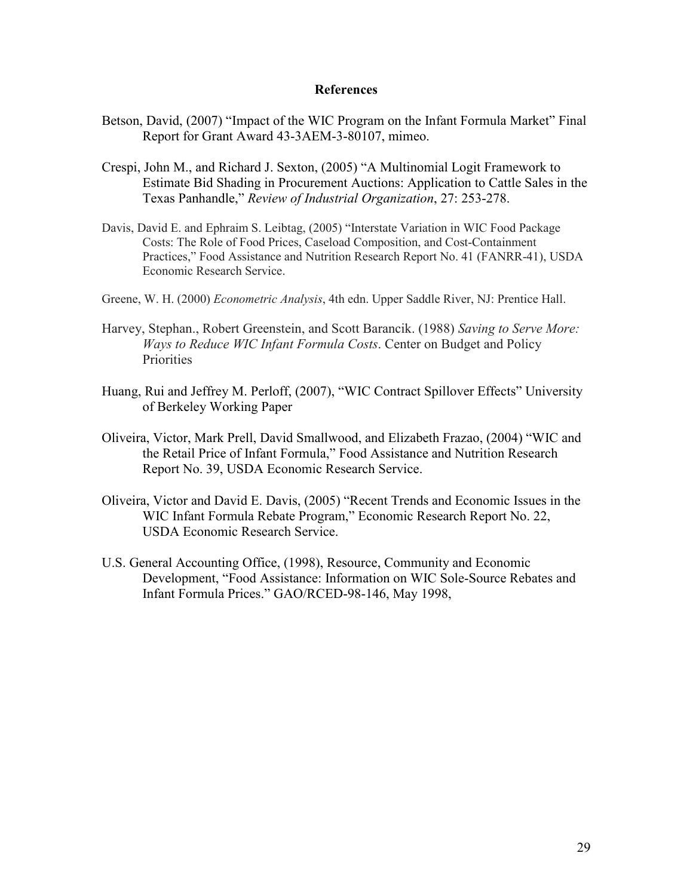## References

Betson, David, (2007) "Impact of the WIC Program on the Infant Formula Market" Final Report for Grant Award 43-3AEM-3-80107, mimeo.

Crespi, John M., and Richard J. Sexton, (2005) "A Multinomial Logit Framework to Estimate Bid Shading in Procurement Auctions: Application to Cattle Sales in the Texas Panhandle," *Review of Industrial Organization*, 27: 253-278.

Davis, David E. and Ephraim S. Leibtag, (2005) "Interstate Variation in WIC Food Package Costs: The Role of Food Prices, Caseload Composition, and Cost-Containment Practices," Food Assistance and Nutrition Research Report No. 41 (FANRR-41), USDA Economic Research Service.

Greene, W. H. (2000) *Econometric Analysis*, 4th edn. Upper Saddle River, NJ: Prentice Hall.

Harvey, Stephan., Robert Greenstein, and Scott Barancik. (1988) *Saving to Serve More: Ways to Reduce WIC Infant Formula Costs*. Center on Budget and Policy Priorities

Huang, Rui and Jeffrey M. Perloff, (2007), "WIC Contract Spillover Effects" University of Berkeley Working Paper

Oliveira, Victor, Mark Prell, David Smallwood, and Elizabeth Frazao, (2004) "WIC and the Retail Price of Infant Formula," Food Assistance and Nutrition Research Report No. 39, USDA Economic Research Service.

Oliveira, Victor and David E. Davis, (2005) "Recent Trends and Economic Issues in the WIC Infant Formula Rebate Program," Economic Research Report No. 22, USDA Economic Research Service.

U.S. General Accounting Office, (1998), Resource, Community and Economic Development, "Food Assistance: Information on WIC Sole-Source Rebates and Infant Formula Prices." GAO/RCED-98-146, May 1998,